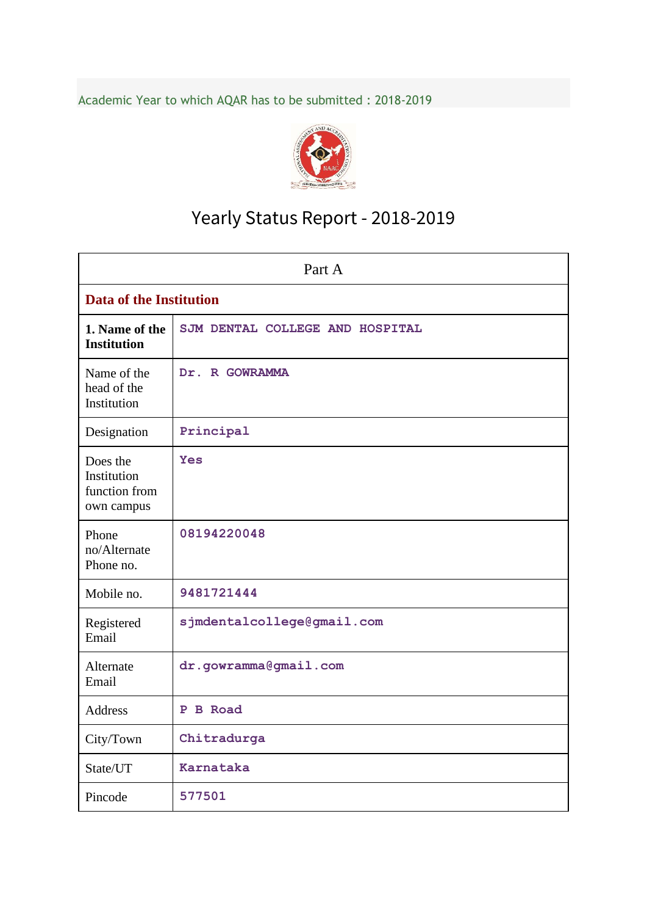Academic Year to which AQAR has to be submitted : 2018-2019

# Yearly Status Report - 2018-2019

| Part A | |
|---|---|
| **Data of the Institution** | |
| **1. Name of the Institution** | SJM DENTAL COLLEGE AND HOSPITAL |
| Name of the head of the Institution | Dr. R GOWRAMMA |
| Designation | Principal |
| Does the Institution function from own campus | Yes |
| Phone no/Alternate Phone no. | 08194220048 |
| Mobile no. | 9481721444 |
| Registered Email | sjmdentalcollege@gmail.com |
| Alternate Email | dr.gowramma@gmail.com |
| Address | P B Road |
| City/Town | Chitradurga |
| State/UT | Karnataka |
| Pincode | 577501 |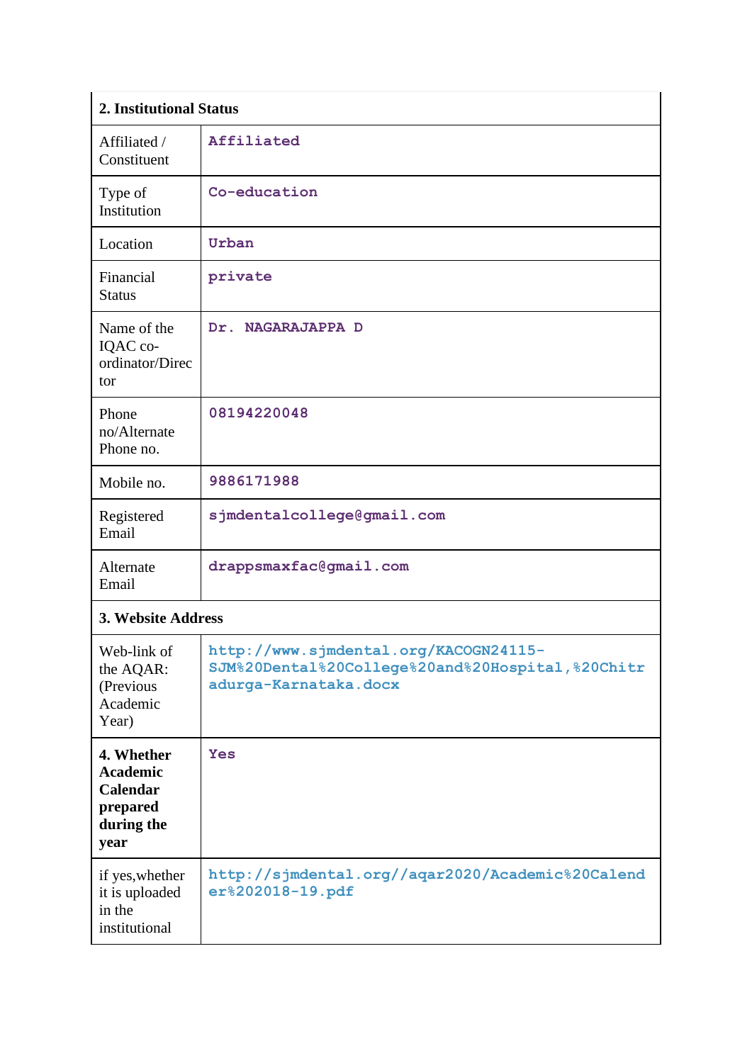| 2. Institutional Status | |
|---|---|
| Affiliated / Constituent | Affiliated |
| Type of Institution | Co-education |
| Location | Urban |
| Financial Status | private |
| Name of the IQAC co-ordinator/Director | Dr. NAGARAJAPPA D |
| Phone no/Alternate Phone no. | 08194220048 |
| Mobile no. | 9886171988 |
| Registered Email | sjmdentalcollege@gmail.com |
| Alternate Email | drappsmaxfac@gmail.com |
| **3. Website Address** | |
| Web-link of the AQAR: (Previous Academic Year) | http://www.sjmdental.org/KACOGN24115-SJM%20Dental%20College%20and%20Hospital,%20Chitradurga-Karnataka.docx |
| **4. Whether Academic Calendar prepared during the year** | Yes |
| if yes,whether it is uploaded in the institutional | http://sjmdental.org//aqar2020/Academic%20Calender%202018-19.pdf |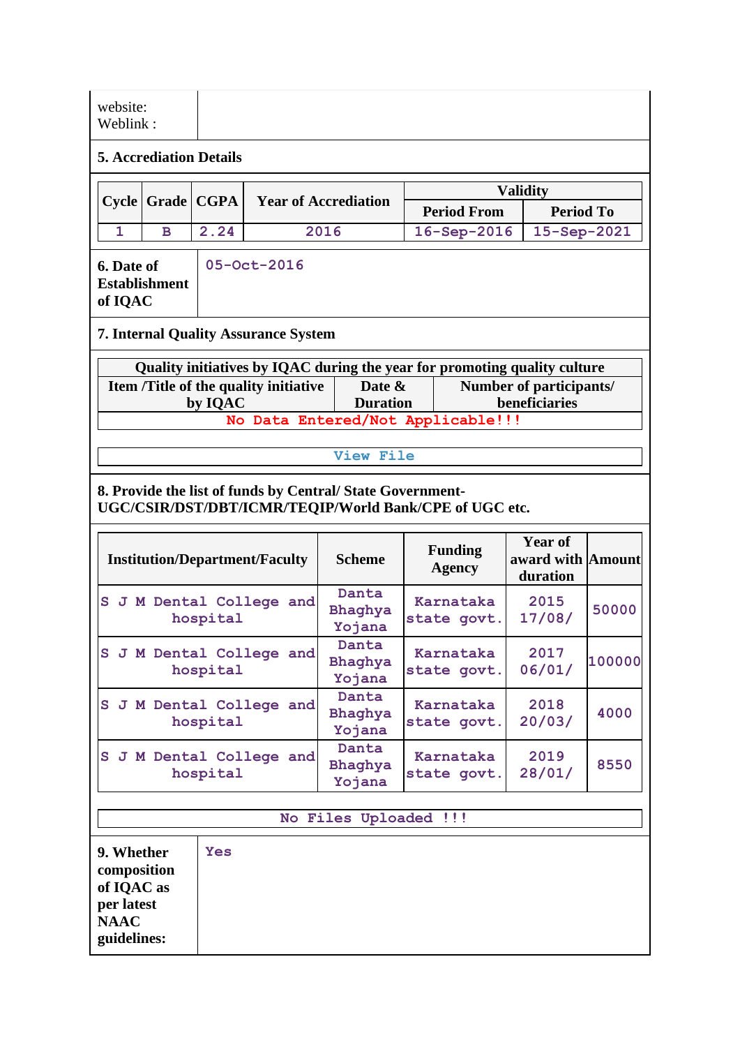| website: Weblink : | |
|---|---|

**5. Accrediation Details**

| Cycle | Grade | CGPA | Year of Accrediation | Validity | |
|---|---|---|---|---|---|
| | | | | Period From | Period To |
| 1 | B | 2.24 | 2016 | 16-Sep-2016 | 15-Sep-2021 |

| 6. Date of Establishment of IQAC | 05-Oct-2016 |
|---|---|

**7. Internal Quality Assurance System**

| Quality initiatives by IQAC during the year for promoting quality culture | | |
|---|---|---|
| Item /Title of the quality initiative by IQAC | Date & Duration | Number of participants/ beneficiaries |
| No Data Entered/Not Applicable!!! | | |

View File

**8. Provide the list of funds by Central/ State Government- UGC/CSIR/DST/DBT/ICMR/TEQIP/World Bank/CPE of UGC etc.**

| Institution/Department/Faculty | Scheme | Funding Agency | Year of award with duration | Amount |
|---|---|---|---|---|
| S J M Dental College and hospital | Danta Bhaghya Yojana | Karnataka state govt. | 2015 17/08/ | 50000 |
| S J M Dental College and hospital | Danta Bhaghya Yojana | Karnataka state govt. | 2017 06/01/ | 100000 |
| S J M Dental College and hospital | Danta Bhaghya Yojana | Karnataka state govt. | 2018 20/03/ | 4000 |
| S J M Dental College and hospital | Danta Bhaghya Yojana | Karnataka state govt. | 2019 28/01/ | 8550 |

No Files Uploaded !!!

| 9. Whether composition of IQAC as per latest NAAC guidelines: | Yes |
|---|---|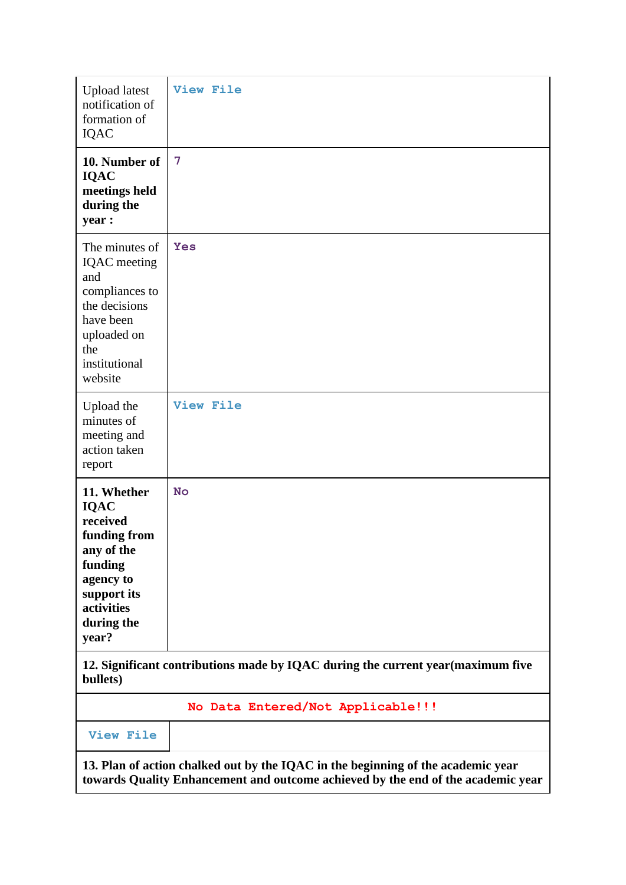| | |
|---|---|
| Upload latest notification of formation of IQAC | View File |
| **10. Number of IQAC meetings held during the year :** | 7 |
| The minutes of IQAC meeting and compliances to the decisions have been uploaded on the institutional website | Yes |
| Upload the minutes of meeting and action taken report | View File |
| **11. Whether IQAC received funding from any of the funding agency to support its activities during the year?** | No |

**12. Significant contributions made by IQAC during the current year(maximum five bullets)**

No Data Entered/Not Applicable!!!

View File

**13. Plan of action chalked out by the IQAC in the beginning of the academic year towards Quality Enhancement and outcome achieved by the end of the academic year**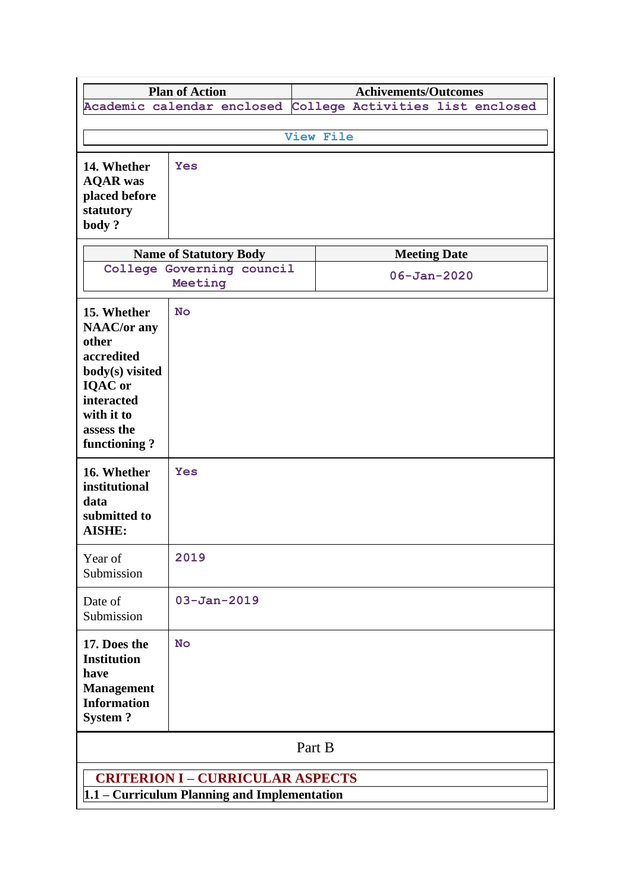| Plan of Action | Achivements/Outcomes |
|---|---|
| Academic calendar enclosed | College Activities list enclosed |

View File

| 14. Whether AQAR was placed before statutory body ? | Yes |
|---|---|

| Name of Statutory Body | Meeting Date |
|---|---|
| College Governing council Meeting | 06-Jan-2020 |

| 15. Whether NAAC/or any other accredited body(s) visited IQAC or interacted with it to assess the functioning ? | No |
|---|---|
| 16. Whether institutional data submitted to AISHE: | Yes |
| Year of Submission | 2019 |
| Date of Submission | 03-Jan-2019 |
| 17. Does the Institution have Management Information System ? | No |

Part B

## CRITERION I – CURRICULAR ASPECTS

### 1.1 – Curriculum Planning and Implementation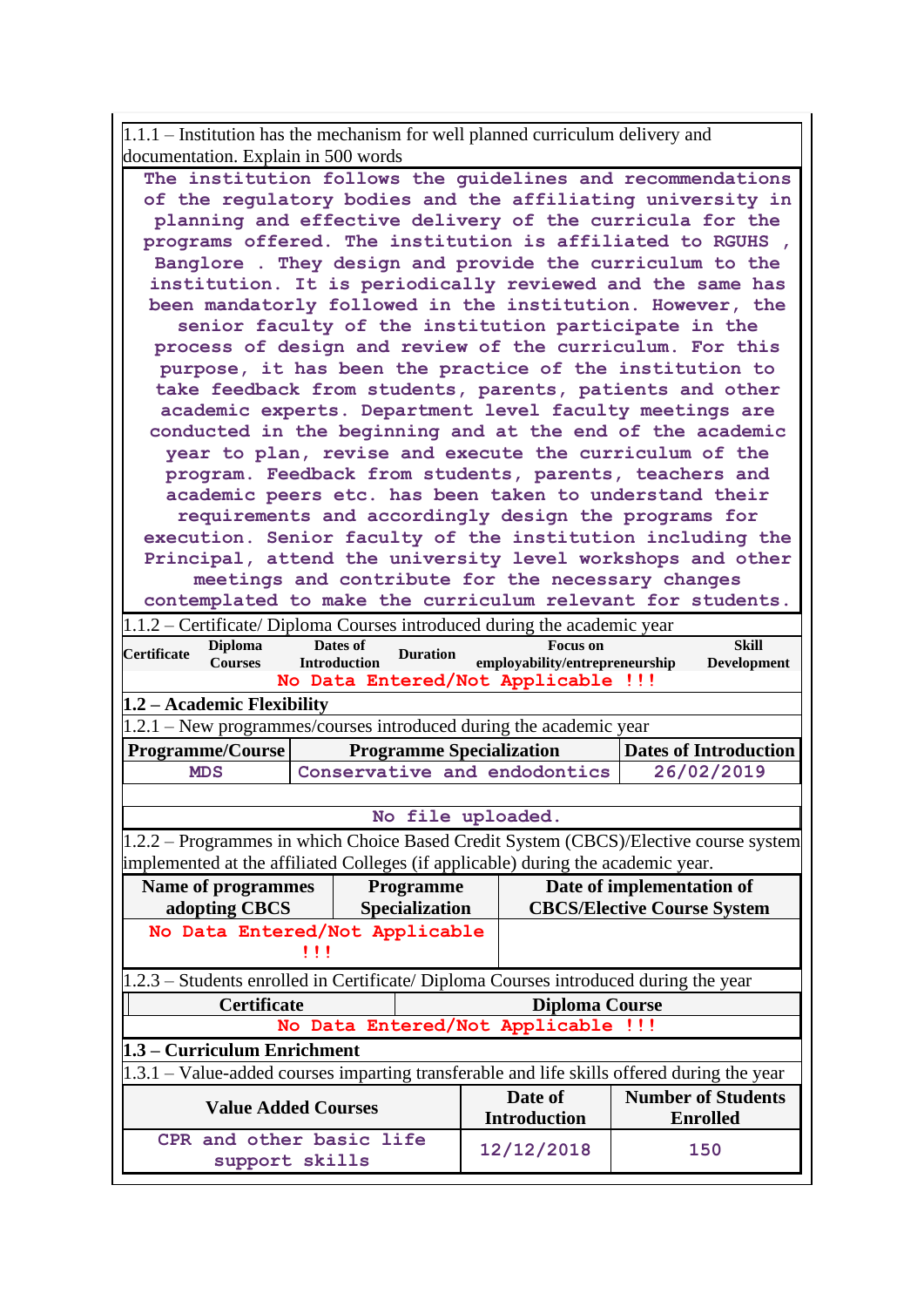1.1.1 – Institution has the mechanism for well planned curriculum delivery and documentation. Explain in 500 words

The institution follows the guidelines and recommendations of the regulatory bodies and the affiliating university in planning and effective delivery of the curricula for the programs offered. The institution is affiliated to RGUHS , Banglore . They design and provide the curriculum to the institution. It is periodically reviewed and the same has been mandatory followed in the institution. However, the senior faculty of the institution participate in the process of design and review of the curriculum. For this purpose, it has been the practice of the institution to take feedback from students, parents, patients and other academic experts. Department level faculty meetings are conducted in the beginning and at the end of the academic year to plan, revise and execute the curriculum of the program. Feedback from students, parents, teachers and academic peers etc. has been taken to understand their requirements and accordingly design the programs for execution. Senior faculty of the institution including the Principal, attend the university level workshops and other meetings and contribute for the necessary changes contemplated to make the curriculum relevant for students.

1.1.2 – Certificate/ Diploma Courses introduced during the academic year

| Certificate | Diploma Courses | Dates of Introduction | Duration | Focus on employability/entrepreneurship | Skill Development |
|---|---|---|---|---|---|
| No Data Entered/Not Applicable !!! | | | | | |

**1.2 – Academic Flexibility**

1.2.1 – New programmes/courses introduced during the academic year

| Programme/Course | Programme Specialization | Dates of Introduction |
|---|---|---|
| MDS | Conservative and endodontics | 26/02/2019 |

No file uploaded.

1.2.2 – Programmes in which Choice Based Credit System (CBCS)/Elective course system implemented at the affiliated Colleges (if applicable) during the academic year.

| Name of programmes adopting CBCS | Programme Specialization | Date of implementation of CBCS/Elective Course System |
|---|---|---|
| No Data Entered/Not Applicable !!! | | |

1.2.3 – Students enrolled in Certificate/ Diploma Courses introduced during the year

| Certificate | Diploma Course |
|---|---|
| No Data Entered/Not Applicable !!! | |

**1.3 – Curriculum Enrichment**

1.3.1 – Value-added courses imparting transferable and life skills offered during the year

| Value Added Courses | Date of Introduction | Number of Students Enrolled |
|---|---|---|
| CPR and other basic life support skills | 12/12/2018 | 150 |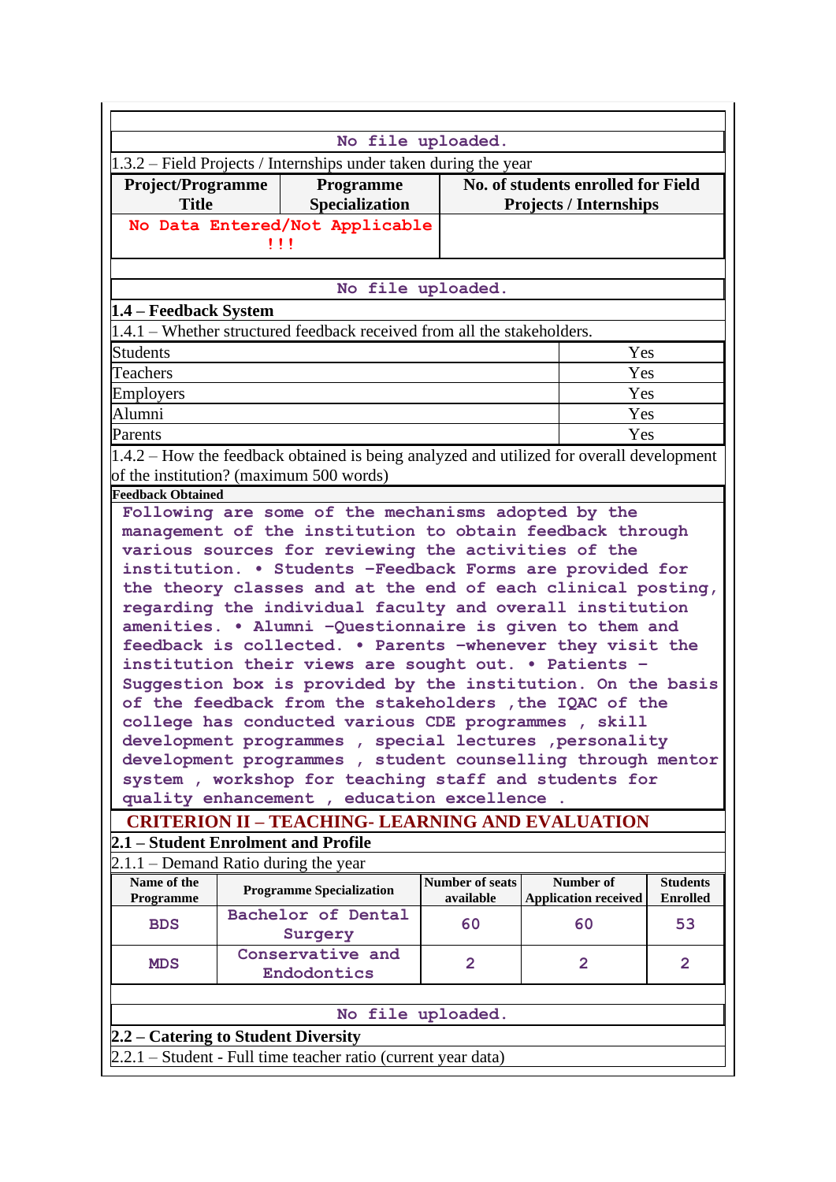No file uploaded.

1.3.2 – Field Projects / Internships under taken during the year

| Project/Programme Title | Programme Specialization | No. of students enrolled for Field Projects / Internships |
|---|---|---|
| No Data Entered/Not Applicable !!! | | |

No file uploaded.

**1.4 – Feedback System**

1.4.1 – Whether structured feedback received from all the stakeholders.

| | |
|---|---|
| Students | Yes |
| Teachers | Yes |
| Employers | Yes |
| Alumni | Yes |
| Parents | Yes |

1.4.2 – How the feedback obtained is being analyzed and utilized for overall development of the institution? (maximum 500 words)

**Feedback Obtained**

Following are some of the mechanisms adopted by the management of the institution to obtain feedback through various sources for reviewing the activities of the institution. • Students –Feedback Forms are provided for the theory classes and at the end of each clinical posting, regarding the individual faculty and overall institution amenities. • Alumni –Questionnaire is given to them and feedback is collected. • Parents –whenever they visit the institution their views are sought out. • Patients – Suggestion box is provided by the institution. On the basis of the feedback from the stakeholders ,the IQAC of the college has conducted various CDE programmes , skill development programmes , special lectures ,personality development programmes , student counselling through mentor system , workshop for teaching staff and students for quality enhancement , education excellence .

## CRITERION II – TEACHING- LEARNING AND EVALUATION

**2.1 – Student Enrolment and Profile**

2.1.1 – Demand Ratio during the year

| Name of the Programme | Programme Specialization | Number of seats available | Number of Application received | Students Enrolled |
|---|---|---|---|---|
| BDS | Bachelor of Dental Surgery | 60 | 60 | 53 |
| MDS | Conservative and Endodontics | 2 | 2 | 2 |

No file uploaded.

**2.2 – Catering to Student Diversity**

2.2.1 – Student - Full time teacher ratio (current year data)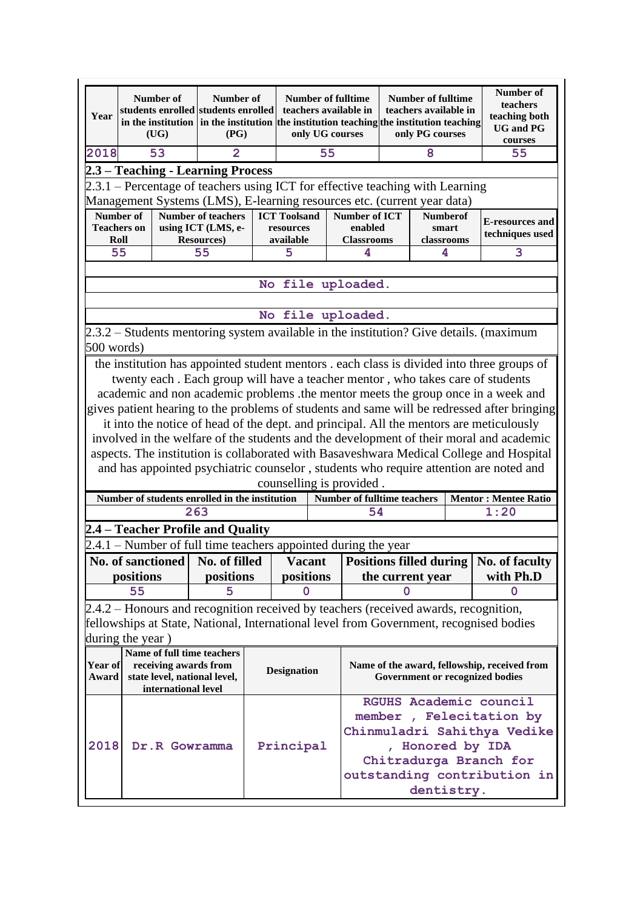| Year | Number of students enrolled in the institution (UG) | Number of students enrolled in the institution (PG) | Number of fulltime teachers available in the institution teaching only UG courses | Number of fulltime teachers available in the institution teaching only PG courses | Number of teachers teaching both UG and PG courses |
|---|---|---|---|---|---|
| 2018 | 53 | 2 | 55 | 8 | 55 |

## 2.3 – Teaching - Learning Process

2.3.1 – Percentage of teachers using ICT for effective teaching with Learning Management Systems (LMS), E-learning resources etc. (current year data)

| Number of Teachers on Roll | Number of teachers using ICT (LMS, e-Resources) | ICT Toolsand resources available | Number of ICT enabled Classrooms | Numberof smart classrooms | E-resources and techniques used |
|---|---|---|---|---|---|
| 55 | 55 | 5 | 4 | 4 | 3 |

No file uploaded.

No file uploaded.

2.3.2 – Students mentoring system available in the institution? Give details. (maximum 500 words)

the institution has appointed student mentors . each class is divided into three groups of twenty each . Each group will have a teacher mentor , who takes care of students academic and non academic problems .the mentor meets the group once in a week and gives patient hearing to the problems of students and same will be redressed after bringing it into the notice of head of the dept. and principal. All the mentors are meticulously involved in the welfare of the students and the development of their moral and academic aspects. The institution is collaborated with Basaveshwara Medical College and Hospital and has appointed psychiatric counselor , students who require attention are noted and counselling is provided .

| Number of students enrolled in the institution | Number of fulltime teachers | Mentor : Mentee Ratio |
|---|---|---|
| 263 | 54 | 1:20 |

## 2.4 – Teacher Profile and Quality

2.4.1 – Number of full time teachers appointed during the year

| No. of sanctioned positions | No. of filled positions | Vacant positions | Positions filled during the current year | No. of faculty with Ph.D |
|---|---|---|---|---|
| 55 | 5 | 0 | 0 | 0 |

2.4.2 – Honours and recognition received by teachers (received awards, recognition, fellowships at State, National, International level from Government, recognised bodies during the year )

| Year of Award | Name of full time teachers receiving awards from state level, national level, international level | Designation | Name of the award, fellowship, received from Government or recognized bodies |
|---|---|---|---|
| 2018 | Dr.R Gowramma | Principal | RGUHS Academic council member , Felecitation by Chinmuladri Sahithya Vedike , Honored by IDA Chitradurga Branch for outstanding contribution in dentistry. |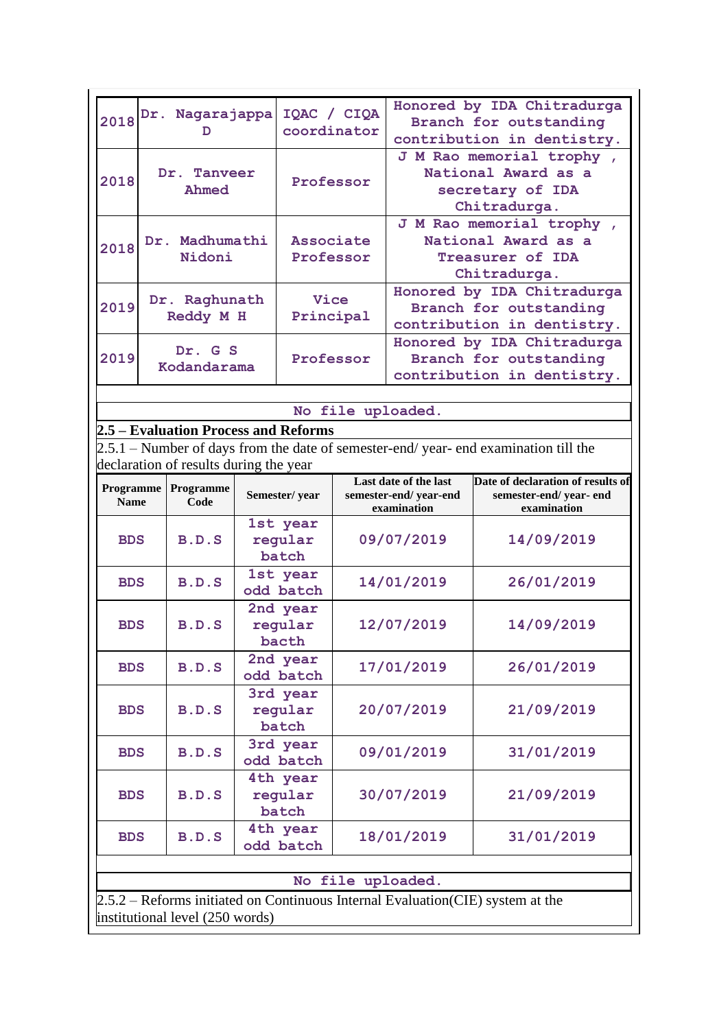| 2018 | Dr. Nagarajappa D | IQAC / CIQA coordinator | Honored by IDA Chitradurga Branch for outstanding contribution in dentistry. |
|---|---|---|---|
| 2018 | Dr. Tanveer Ahmed | Professor | J M Rao memorial trophy , National Award as a secretary of IDA Chitradurga. |
| 2018 | Dr. Madhumathi Nidoni | Associate Professor | J M Rao memorial trophy , National Award as a Treasurer of IDA Chitradurga. |
| 2019 | Dr. Raghunath Reddy M H | Vice Principal | Honored by IDA Chitradurga Branch for outstanding contribution in dentistry. |
| 2019 | Dr. G S Kodandarama | Professor | Honored by IDA Chitradurga Branch for outstanding contribution in dentistry. |

No file uploaded.

**2.5 – Evaluation Process and Reforms**

2.5.1 – Number of days from the date of semester-end/ year- end examination till the declaration of results during the year

| Programme Name | Programme Code | Semester/ year | Last date of the last semester-end/ year-end examination | Date of declaration of results of semester-end/ year- end examination |
|---|---|---|---|---|
| BDS | B.D.S | 1st year regular batch | 09/07/2019 | 14/09/2019 |
| BDS | B.D.S | 1st year odd batch | 14/01/2019 | 26/01/2019 |
| BDS | B.D.S | 2nd year regular bacth | 12/07/2019 | 14/09/2019 |
| BDS | B.D.S | 2nd year odd batch | 17/01/2019 | 26/01/2019 |
| BDS | B.D.S | 3rd year regular batch | 20/07/2019 | 21/09/2019 |
| BDS | B.D.S | 3rd year odd batch | 09/01/2019 | 31/01/2019 |
| BDS | B.D.S | 4th year regular batch | 30/07/2019 | 21/09/2019 |
| BDS | B.D.S | 4th year odd batch | 18/01/2019 | 31/01/2019 |

No file uploaded.

2.5.2 – Reforms initiated on Continuous Internal Evaluation(CIE) system at the institutional level (250 words)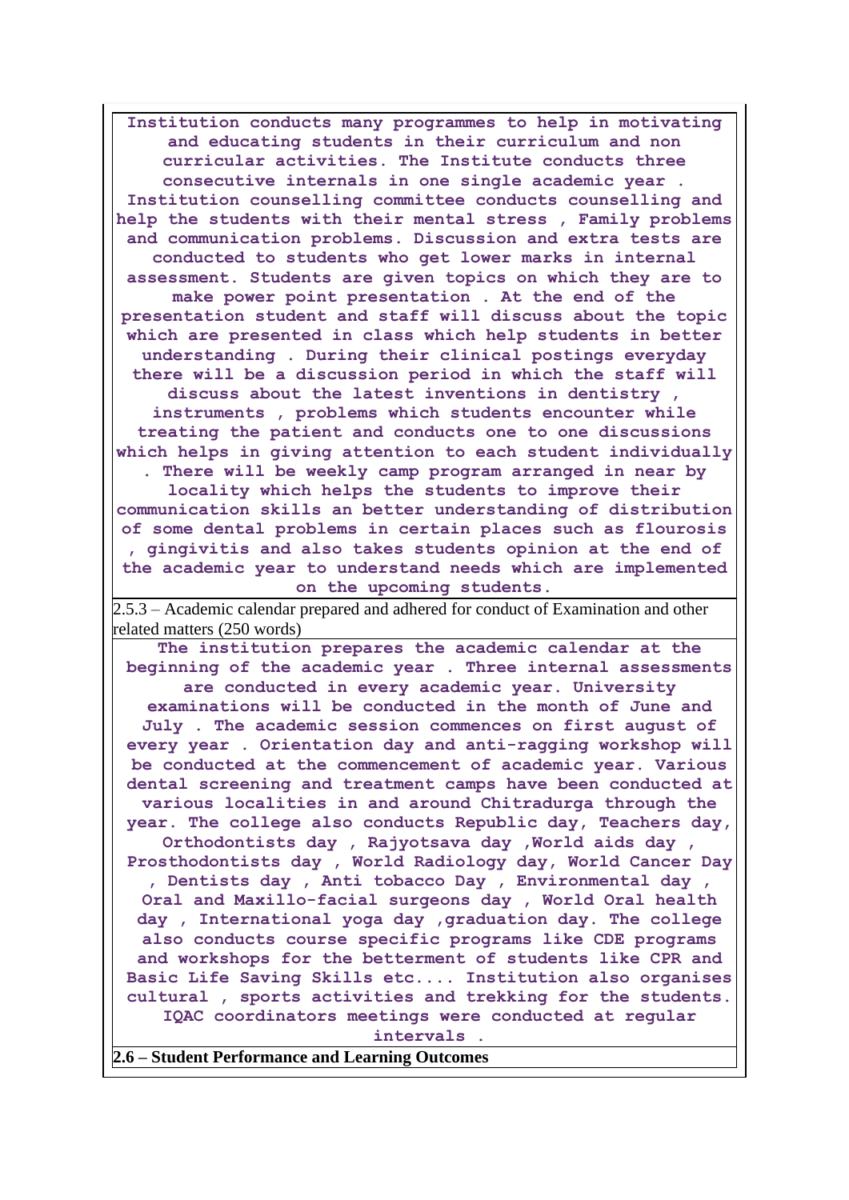| Institution conducts many programmes to help in motivating and educating students in their curriculum and non curricular activities. The Institute conducts three consecutive internals in one single academic year . Institution counselling committee conducts counselling and help the students with their mental stress , Family problems and communication problems. Discussion and extra tests are conducted to students who get lower marks in internal assessment. Students are given topics on which they are to make power point presentation . At the end of the presentation student and staff will discuss about the topic which are presented in class which help students in better understanding . During their clinical postings everyday there will be a discussion period in which the staff will discuss about the latest inventions in dentistry , instruments , problems which students encounter while treating the patient and conducts one to one discussions which helps in giving attention to each student individually . There will be weekly camp program arranged in near by locality which helps the students to improve their communication skills an better understanding of distribution of some dental problems in certain places such as flourosis , gingivitis and also takes students opinion at the end of the academic year to understand needs which are implemented on the upcoming students. |
|---|
| 2.5.3 – Academic calendar prepared and adhered for conduct of Examination and other related matters (250 words) |
| The institution prepares the academic calendar at the beginning of the academic year . Three internal assessments are conducted in every academic year. University examinations will be conducted in the month of June and July . The academic session commences on first august of every year . Orientation day and anti-ragging workshop will be conducted at the commencement of academic year. Various dental screening and treatment camps have been conducted at various localities in and around Chitradurga through the year. The college also conducts Republic day, Teachers day, Orthodontists day , Rajyotsava day ,World aids day , Prosthodontists day , World Radiology day, World Cancer Day , Dentists day , Anti tobacco Day , Environmental day , Oral and Maxillo-facial surgeons day , World Oral health day , International yoga day ,graduation day. The college also conducts course specific programs like CDE programs and workshops for the betterment of students like CPR and Basic Life Saving Skills etc.... Institution also organises cultural , sports activities and trekking for the students. IQAC coordinators meetings were conducted at regular intervals . |
| **2.6 – Student Performance and Learning Outcomes** |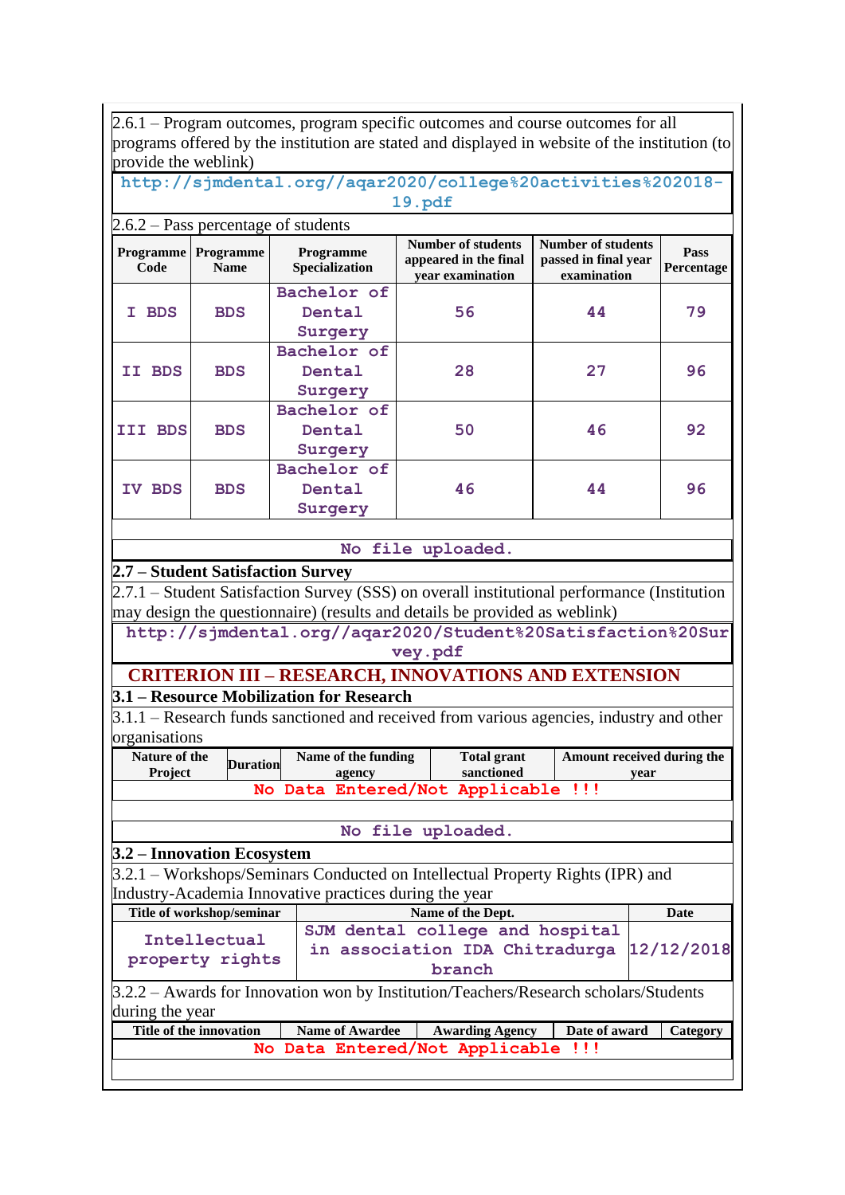2.6.1 – Program outcomes, program specific outcomes and course outcomes for all programs offered by the institution are stated and displayed in website of the institution (to provide the weblink)

http://sjmdental.org//aqar2020/college%20activities%202018-19.pdf

2.6.2 – Pass percentage of students

| Programme Code | Programme Name | Programme Specialization | Number of students appeared in the final year examination | Number of students passed in final year examination | Pass Percentage |
|---|---|---|---|---|---|
| I BDS | BDS | Bachelor of Dental Surgery | 56 | 44 | 79 |
| II BDS | BDS | Bachelor of Dental Surgery | 28 | 27 | 96 |
| III BDS | BDS | Bachelor of Dental Surgery | 50 | 46 | 92 |
| IV BDS | BDS | Bachelor of Dental Surgery | 46 | 44 | 96 |

No file uploaded.

**2.7 – Student Satisfaction Survey**

2.7.1 – Student Satisfaction Survey (SSS) on overall institutional performance (Institution may design the questionnaire) (results and details be provided as weblink)

http://sjmdental.org//aqar2020/Student%20Satisfaction%20Survey.pdf

## CRITERION III – RESEARCH, INNOVATIONS AND EXTENSION

**3.1 – Resource Mobilization for Research**

3.1.1 – Research funds sanctioned and received from various agencies, industry and other organisations

| Nature of the Project | Duration | Name of the funding agency | Total grant sanctioned | Amount received during the year |
|---|---|---|---|---|
| No Data Entered/Not Applicable !!! | | | | |

No file uploaded.

**3.2 – Innovation Ecosystem**

3.2.1 – Workshops/Seminars Conducted on Intellectual Property Rights (IPR) and Industry-Academia Innovative practices during the year

| Title of workshop/seminar | Name of the Dept. | Date |
|---|---|---|
| Intellectual property rights | SJM dental college and hospital in association IDA Chitradurga branch | 12/12/2018 |

3.2.2 – Awards for Innovation won by Institution/Teachers/Research scholars/Students during the year

| Title of the innovation | Name of Awardee | Awarding Agency | Date of award | Category |
|---|---|---|---|---|
| No Data Entered/Not Applicable !!! | | | | |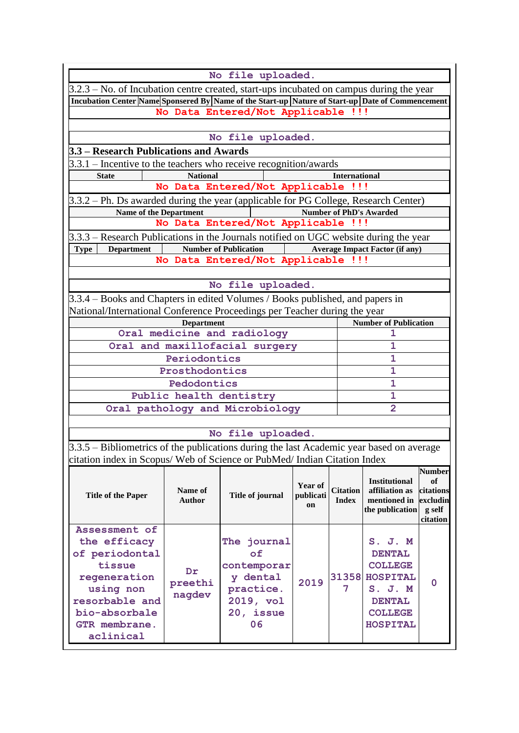No file uploaded.

3.2.3 – No. of Incubation centre created, start-ups incubated on campus during the year

| Incubation Center | Name | Sponsered By | Name of the Start-up | Nature of Start-up | Date of Commencement |
|---|---|---|---|---|---|
| No Data Entered/Not Applicable !!! | | | | | |

No file uploaded.

## 3.3 – Research Publications and Awards

3.3.1 – Incentive to the teachers who receive recognition/awards

| State | National | International |
|---|---|---|
| No Data Entered/Not Applicable !!! | | |

3.3.2 – Ph. Ds awarded during the year (applicable for PG College, Research Center)

| Name of the Department | Number of PhD's Awarded |
|---|---|
| No Data Entered/Not Applicable !!! | |

3.3.3 – Research Publications in the Journals notified on UGC website during the year

| Type | Department | Number of Publication | Average Impact Factor (if any) |
|---|---|---|---|
| No Data Entered/Not Applicable !!! | | | |

No file uploaded.

3.3.4 – Books and Chapters in edited Volumes / Books published, and papers in National/International Conference Proceedings per Teacher during the year

| Department | Number of Publication |
|---|---|
| Oral medicine and radiology | 1 |
| Oral and maxillofacial surgery | 1 |
| Periodontics | 1 |
| Prosthodontics | 1 |
| Pedodontics | 1 |
| Public health dentistry | 1 |
| Oral pathology and Microbiology | 2 |

No file uploaded.

3.3.5 – Bibliometrics of the publications during the last Academic year based on average citation index in Scopus/ Web of Science or PubMed/ Indian Citation Index

| Title of the Paper | Name of Author | Title of journal | Year of publication | Citation Index | Institutional affiliation as mentioned in the publication | Number of citations excluding self citation |
|---|---|---|---|---|---|---|
| Assessment of the efficacy of periodontal tissue regeneration using non resorbable and bio-absorbale GTR membrane. aclinical | Dr preethi nagdev | The journal of contemporary dental practice. 2019, vol 20, issue 06 | 2019 | 313587 | S. J. M DENTAL COLLEGE HOSPITAL S. J. M DENTAL COLLEGE HOSPITAL | 0 |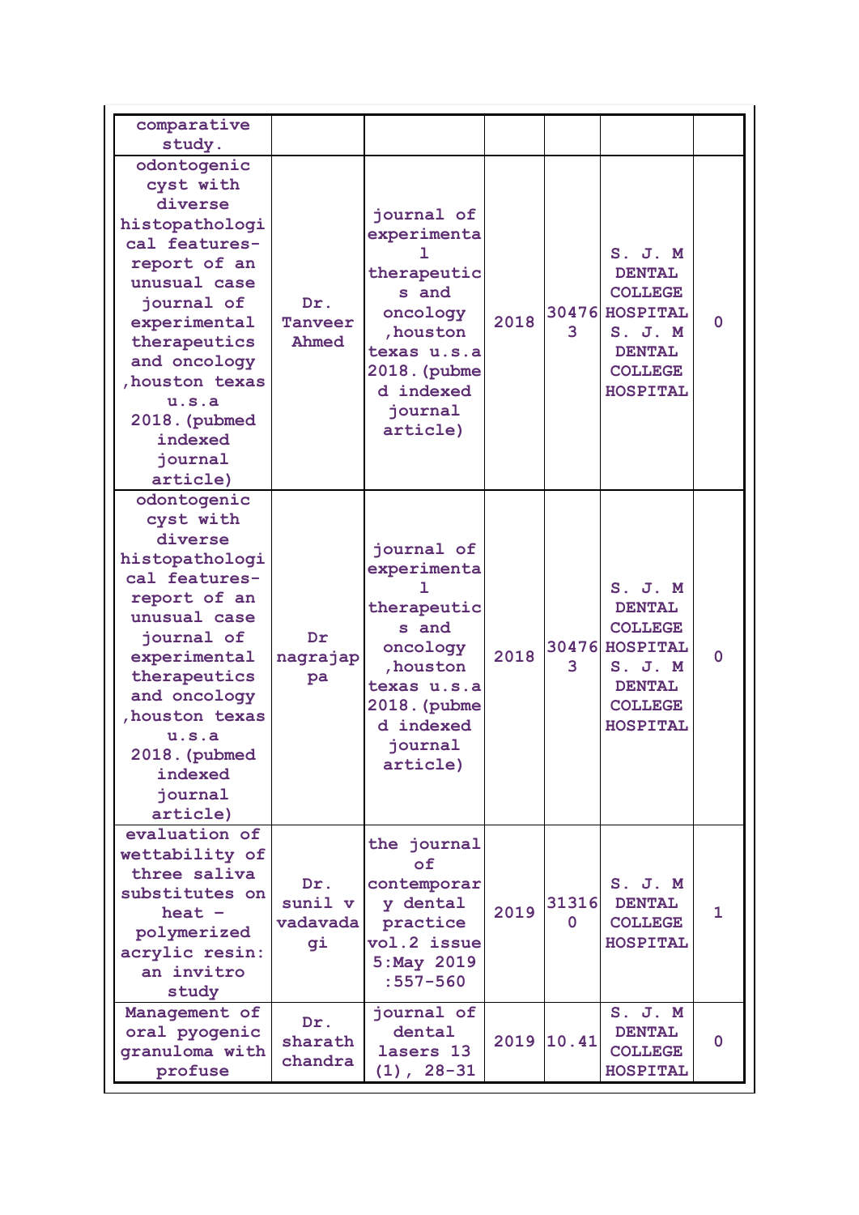| | | | | | | |
|---|---|---|---|---|---|---|
| comparative study. | | | | | | |
| odontogenic cyst with diverse histopathological features- report of an unusual case journal of experimental therapeutics and oncology ,houston texas u.s.a 2018.(pubmed indexed journal article) | Dr. Tanveer Ahmed | journal of experimental therapeutics and oncology ,houston texas u.s.a 2018.(pubmed indexed journal article) | 2018 | 304763 | S. J. M DENTAL COLLEGE HOSPITAL S. J. M DENTAL COLLEGE HOSPITAL | 0 |
| odontogenic cyst with diverse histopathological features- report of an unusual case journal of experimental therapeutics and oncology ,houston texas u.s.a 2018.(pubmed indexed journal article) | Dr nagrajappa | journal of experimental therapeutics and oncology ,houston texas u.s.a 2018.(pubmed indexed journal article) | 2018 | 304763 | S. J. M DENTAL COLLEGE HOSPITAL S. J. M DENTAL COLLEGE HOSPITAL | 0 |
| evaluation of wettability of three saliva substitutes on heat - polymerized acrylic resin: an invitro study | Dr. sunil v vadavadagi | the journal of contemporary dental practice vol.2 issue 5:May 2019 :557-560 | 2019 | 313160 | S. J. M DENTAL COLLEGE HOSPITAL | 1 |
| Management of oral pyogenic granuloma with profuse | Dr. sharath chandra | journal of dental lasers 13 (1), 28-31 | 2019 | 10.41 | S. J. M DENTAL COLLEGE HOSPITAL | 0 |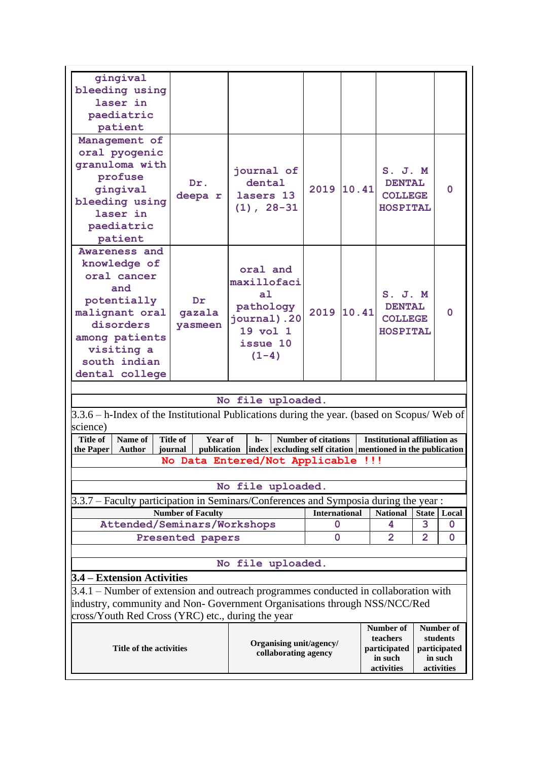| | | | | | | |
|---|---|---|---|---|---|---|
| gingival bleeding using laser in paediatric patient | | | | | | |
| Management of oral pyogenic granuloma with profuse gingival bleeding using laser in paediatric patient | Dr. deepa r | journal of dental lasers 13 (1), 28-31 | 2019 | 10.41 | S. J. M DENTAL COLLEGE HOSPITAL | 0 |
| Awareness and knowledge of oral cancer and potentially malignant oral disorders among patients visiting a south indian dental college | Dr gazala yasmeen | oral and maxillofacial pathology journal).2019 vol 1 issue 10 (1-4) | 2019 | 10.41 | S. J. M DENTAL COLLEGE HOSPITAL | 0 |

No file uploaded.

3.3.6 – h-Index of the Institutional Publications during the year. (based on Scopus/ Web of science)

| Title of the Paper | Name of Author | Title of journal | Year of publication | h-index | Number of citations excluding self citation | Institutional affiliation as mentioned in the publication |
|---|---|---|---|---|---|---|
| No Data Entered/Not Applicable !!! | | | | | | |

No file uploaded.

3.3.7 – Faculty participation in Seminars/Conferences and Symposia during the year :

| Number of Faculty | International | National | State | Local |
|---|---|---|---|---|
| Attended/Seminars/Workshops | 0 | 4 | 3 | 0 |
| Presented papers | 0 | 2 | 2 | 0 |

No file uploaded.

**3.4 – Extension Activities**

3.4.1 – Number of extension and outreach programmes conducted in collaboration with industry, community and Non- Government Organisations through NSS/NCC/Red cross/Youth Red Cross (YRC) etc., during the year

| Title of the activities | Organising unit/agency/ collaborating agency | Number of teachers participated in such activities | Number of students participated in such activities |
|---|---|---|---|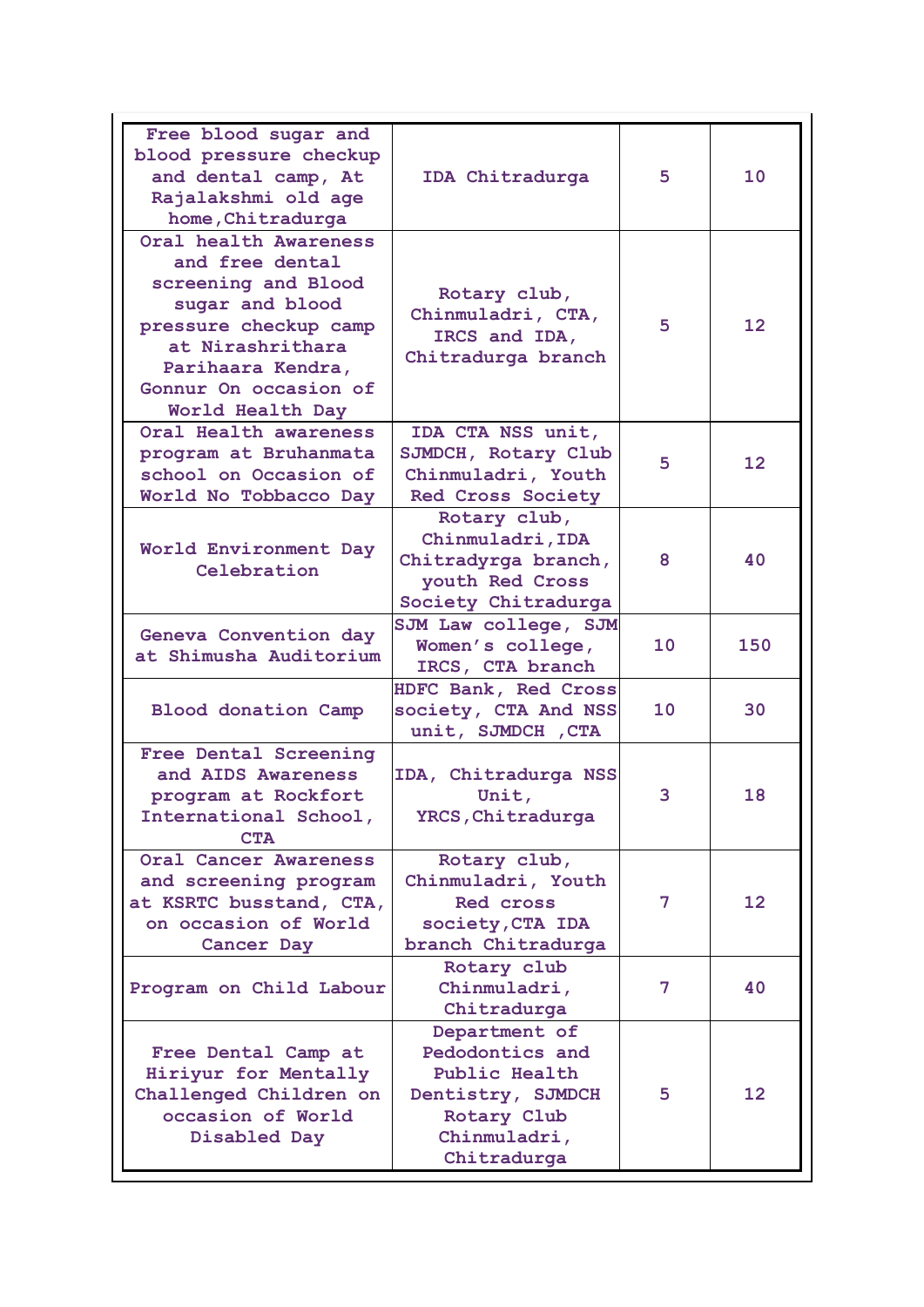| Free blood sugar and blood pressure checkup and dental camp, At Rajalakshmi old age home,Chitradurga | IDA Chitradurga | 5 | 10 |
|---|---|---|---|
| Oral health Awareness and free dental screening and Blood sugar and blood pressure checkup camp at Nirashrithara Parihaara Kendra, Gonnur On occasion of World Health Day | Rotary club, Chinmuladri, CTA, IRCS and IDA, Chitradurga branch | 5 | 12 |
| Oral Health awareness program at Bruhanmata school on Occasion of World No Tobbacco Day | IDA CTA NSS unit, SJMDCH, Rotary Club Chinmuladri, Youth Red Cross Society | 5 | 12 |
| World Environment Day Celebration | Rotary club, Chinmuladri,IDA Chitradyrga branch, youth Red Cross Society Chitradurga | 8 | 40 |
| Geneva Convention day at Shimusha Auditorium | SJM Law college, SJM Women's college, IRCS, CTA branch | 10 | 150 |
| Blood donation Camp | HDFC Bank, Red Cross society, CTA And NSS unit, SJMDCH ,CTA | 10 | 30 |
| Free Dental Screening and AIDS Awareness program at Rockfort International School, CTA | IDA, Chitradurga NSS Unit, YRCS,Chitradurga | 3 | 18 |
| Oral Cancer Awareness and screening program at KSRTC busstand, CTA, on occasion of World Cancer Day | Rotary club, Chinmuladri, Youth Red cross society,CTA IDA branch Chitradurga | 7 | 12 |
| Program on Child Labour | Rotary club Chinmuladri, Chitradurga | 7 | 40 |
| Free Dental Camp at Hiriyur for Mentally Challenged Children on occasion of World Disabled Day | Department of Pedodontics and Public Health Dentistry, SJMDCH Rotary Club Chinmuladri, Chitradurga | 5 | 12 |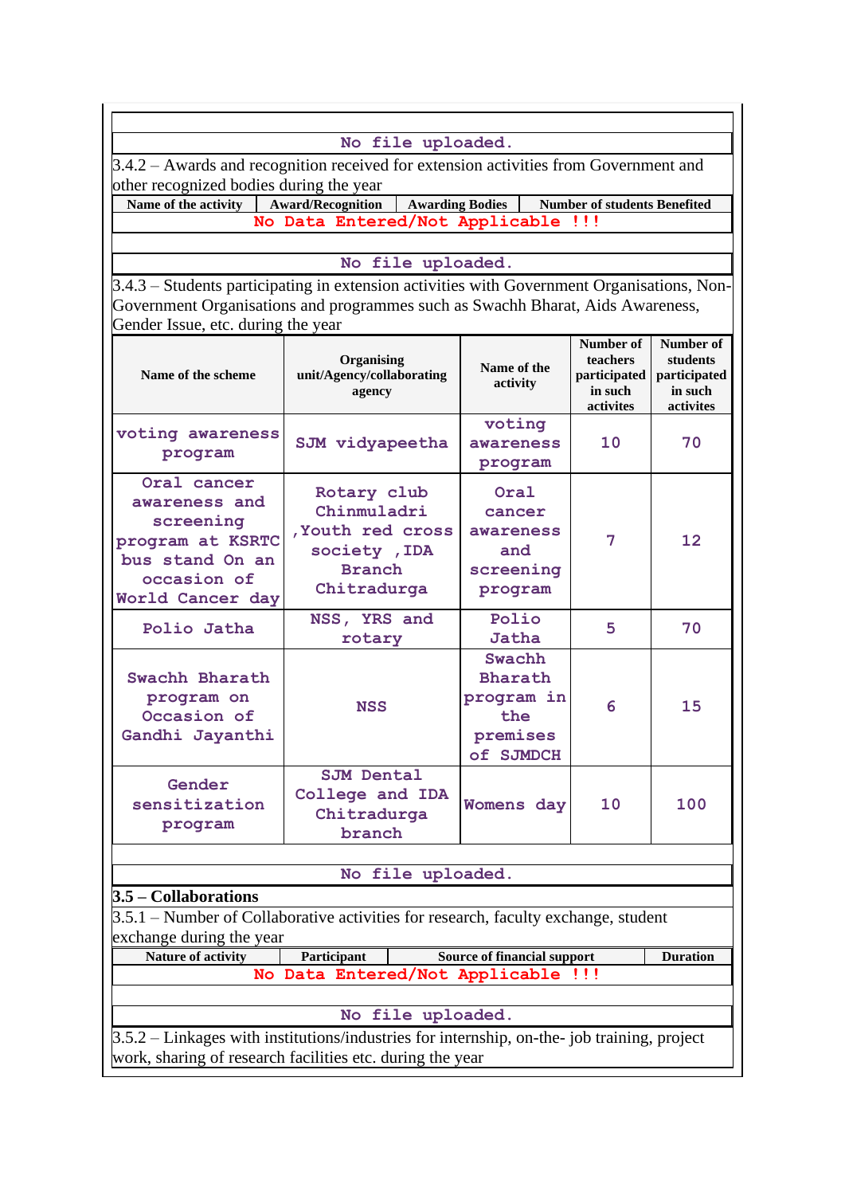No file uploaded.

3.4.2 – Awards and recognition received for extension activities from Government and other recognized bodies during the year

| Name of the activity | Award/Recognition | Awarding Bodies | Number of students Benefited |
|---|---|---|---|
| No Data Entered/Not Applicable !!! | | | |

No file uploaded.

3.4.3 – Students participating in extension activities with Government Organisations, Non-Government Organisations and programmes such as Swachh Bharat, Aids Awareness, Gender Issue, etc. during the year

| Name of the scheme | Organising unit/Agency/collaborating agency | Name of the activity | Number of teachers participated in such activites | Number of students participated in such activites |
|---|---|---|---|---|
| voting awareness program | SJM vidyapeetha | voting awareness program | 10 | 70 |
| Oral cancer awareness and screening program at KSRTC bus stand On an occasion of World Cancer day | Rotary club Chinmuladri ,Youth red cross society ,IDA Branch Chitradurga | Oral cancer awareness and screening program | 7 | 12 |
| Polio Jatha | NSS, YRS and rotary | Polio Jatha | 5 | 70 |
| Swachh Bharath program on Occasion of Gandhi Jayanthi | NSS | Swachh Bharath program in the premises of SJMDCH | 6 | 15 |
| Gender sensitization program | SJM Dental College and IDA Chitradurga branch | Womens day | 10 | 100 |

No file uploaded.

## 3.5 – Collaborations

3.5.1 – Number of Collaborative activities for research, faculty exchange, student exchange during the year

| Nature of activity | Participant | Source of financial support | Duration |
|---|---|---|---|
| No Data Entered/Not Applicable !!! | | | |

No file uploaded.

3.5.2 – Linkages with institutions/industries for internship, on-the- job training, project work, sharing of research facilities etc. during the year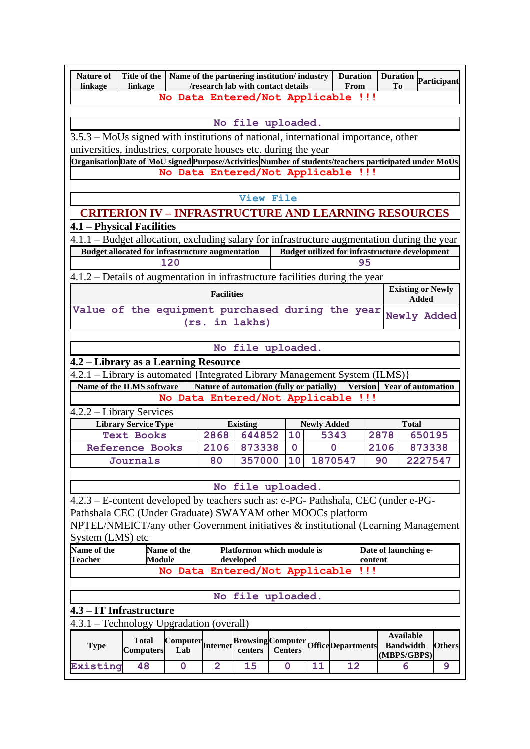| Nature of linkage | Title of the linkage | Name of the partnering institution/ industry /research lab with contact details | Duration From | Duration To | Participant |
|---|---|---|---|---|---|
| No Data Entered/Not Applicable !!! | | | | | |

No file uploaded.

3.5.3 – MoUs signed with institutions of national, international importance, other universities, industries, corporate houses etc. during the year

| Organisation | Date of MoU signed | Purpose/Activities | Number of students/teachers participated under MoUs |
|---|---|---|---|
| No Data Entered/Not Applicable !!! | | | |

View File

## CRITERION IV – INFRASTRUCTURE AND LEARNING RESOURCES

### 4.1 – Physical Facilities

4.1.1 – Budget allocation, excluding salary for infrastructure augmentation during the year

| Budget allocated for infrastructure augmentation | Budget utilized for infrastructure development |
|---|---|
| 120 | 95 |

4.1.2 – Details of augmentation in infrastructure facilities during the year

| Facilities | Existing or Newly Added |
|---|---|
| Value of the equipment purchased during the year (rs. in lakhs) | Newly Added |

No file uploaded.

### 4.2 – Library as a Learning Resource

4.2.1 – Library is automated {Integrated Library Management System (ILMS)}

| Name of the ILMS software | Nature of automation (fully or patially) | Version | Year of automation |
|---|---|---|---|
| No Data Entered/Not Applicable !!! | | | |

4.2.2 – Library Services

| Library Service Type | Existing | | Newly Added | | Total | |
|---|---|---|---|---|---|---|
| Text Books | 2868 | 644852 | 10 | 5343 | 2878 | 650195 |
| Reference Books | 2106 | 873338 | 0 | 0 | 2106 | 873338 |
| Journals | 80 | 357000 | 10 | 1870547 | 90 | 2227547 |

No file uploaded.

4.2.3 – E-content developed by teachers such as: e-PG- Pathshala, CEC (under e-PG- Pathshala CEC (Under Graduate) SWAYAM other MOOCs platform NPTEL/NMEICT/any other Government initiatives & institutional (Learning Management System (LMS) etc

| Name of the Teacher | Name of the Module | Platformon which module is developed | Date of launching e-content |
|---|---|---|---|
| No Data Entered/Not Applicable !!! | | | |

No file uploaded.

### 4.3 – IT Infrastructure

4.3.1 – Technology Upgradation (overall)

| Type | Total Computers | Computer Lab | Internet | Browsing centers | Computer Centers | Office | Departments | Available Bandwidth (MBPS/GBPS) | Others |
|---|---|---|---|---|---|---|---|---|---|
| Existing | 48 | 0 | 2 | 15 | 0 | 11 | 12 | 6 | 9 |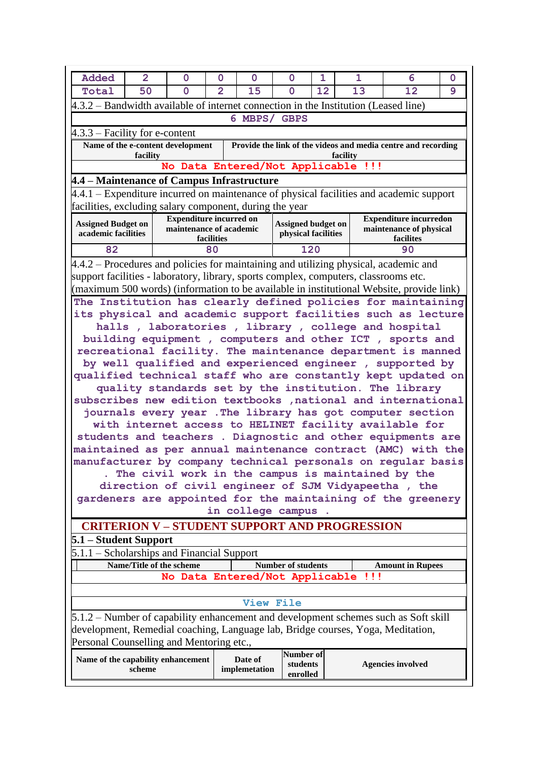| Added | 2 | 0 | 0 | 0 | 0 | 1 | 1 | 6 | 0 |
|---|---|---|---|---|---|---|---|---|---|
| Total | 50 | 0 | 2 | 15 | 0 | 12 | 13 | 12 | 9 |

4.3.2 – Bandwidth available of internet connection in the Institution (Leased line)

6 MBPS/ GBPS

4.3.3 – Facility for e-content

| Name of the e-content development facility | Provide the link of the videos and media centre and recording facility |
|---|---|
| No Data Entered/Not Applicable !!! | |

### 4.4 – Maintenance of Campus Infrastructure

4.4.1 – Expenditure incurred on maintenance of physical facilities and academic support facilities, excluding salary component, during the year

| Assigned Budget on academic facilities | Expenditure incurred on maintenance of academic facilities | Assigned budget on physical facilities | Expenditure incurredon maintenance of physical facilites |
|---|---|---|---|
| 82 | 80 | 120 | 90 |

4.4.2 – Procedures and policies for maintaining and utilizing physical, academic and support facilities - laboratory, library, sports complex, computers, classrooms etc. (maximum 500 words) (information to be available in institutional Website, provide link)

The Institution has clearly defined policies for maintaining its physical and academic support facilities such as lecture halls , laboratories , library , college and hospital building equipment , computers and other ICT , sports and recreational facility. The maintenance department is manned by well qualified and experienced engineer , supported by qualified technical staff who are constantly kept updated on quality standards set by the institution. The library subscribes new edition textbooks ,national and international journals every year .The library has got computer section with internet access to HELINET facility available for students and teachers . Diagnostic and other equipments are maintained as per annual maintenance contract (AMC) with the manufacturer by company technical personals on regular basis . The civil work in the campus is maintained by the direction of civil engineer of SJM Vidyapeetha , the gardeners are appointed for the maintaining of the greenery in college campus .

## CRITERION V – STUDENT SUPPORT AND PROGRESSION

### 5.1 – Student Support

5.1.1 – Scholarships and Financial Support

| Name/Title of the scheme | Number of students | Amount in Rupees |
|---|---|---|
| No Data Entered/Not Applicable !!! | | |

View File

5.1.2 – Number of capability enhancement and development schemes such as Soft skill development, Remedial coaching, Language lab, Bridge courses, Yoga, Meditation, Personal Counselling and Mentoring etc.,

| Name of the capability enhancement scheme | Date of implemetation | Number of students enrolled | Agencies involved |
|---|---|---|---|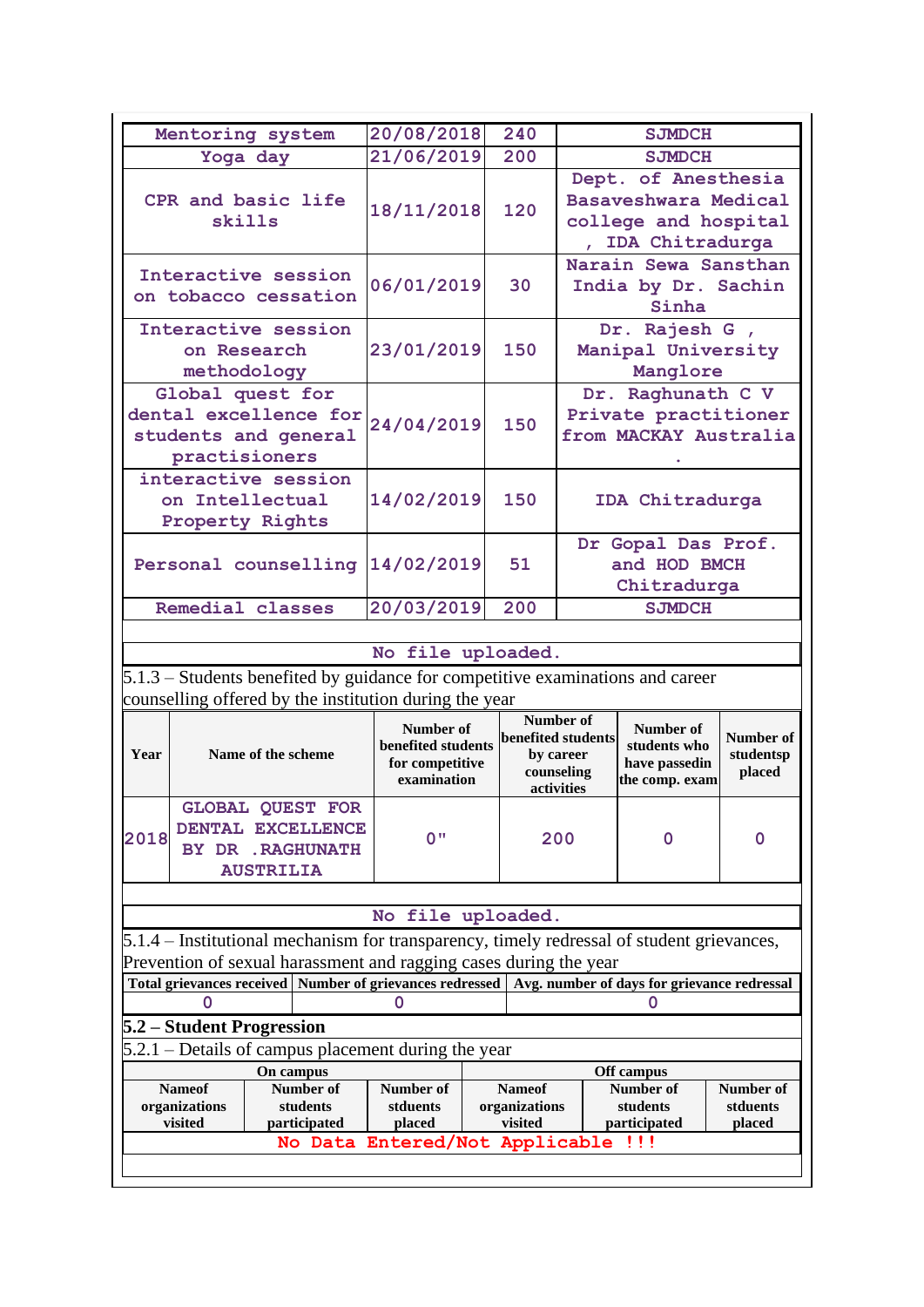| Mentoring system | 20/08/2018 | 240 | SJMDCH |
|---|---|---|---|
| Yoga day | 21/06/2019 | 200 | SJMDCH |
| CPR and basic life skills | 18/11/2018 | 120 | Dept. of Anesthesia Basaveshwara Medical college and hospital , IDA Chitradurga |
| Interactive session on tobacco cessation | 06/01/2019 | 30 | Narain Sewa Sansthan India by Dr. Sachin Sinha |
| Interactive session on Research methodology | 23/01/2019 | 150 | Dr. Rajesh G , Manipal University Manglore |
| Global quest for dental excellence for students and general practisioners | 24/04/2019 | 150 | Dr. Raghunath C V Private practitioner from MACKAY Australia . |
| interactive session on Intellectual Property Rights | 14/02/2019 | 150 | IDA Chitradurga |
| Personal counselling | 14/02/2019 | 51 | Dr Gopal Das Prof. and HOD BMCH Chitradurga |
| Remedial classes | 20/03/2019 | 200 | SJMDCH |

No file uploaded.

5.1.3 – Students benefited by guidance for competitive examinations and career counselling offered by the institution during the year

| Year | Name of the scheme | Number of benefited students for competitive examination | Number of benefited students by career counseling activities | Number of students who have passedin the comp. exam | Number of studentsp placed |
|---|---|---|---|---|---|
| 2018 | GLOBAL QUEST FOR DENTAL EXCELLENCE BY DR .RAGHUNATH AUSTRILIA | 0" | 200 | 0 | 0 |

No file uploaded.

5.1.4 – Institutional mechanism for transparency, timely redressal of student grievances, Prevention of sexual harassment and ragging cases during the year

| Total grievances received | Number of grievances redressed | Avg. number of days for grievance redressal |
|---|---|---|
| 0 | 0 | 0 |

## 5.2 – Student Progression

5.2.1 – Details of campus placement during the year

| On campus | | | Off campus | | |
|---|---|---|---|---|---|
| Nameof organizations visited | Number of students participated | Number of stduents placed | Nameof organizations visited | Number of students participated | Number of stduents placed |
| No Data Entered/Not Applicable !!! | | | | | |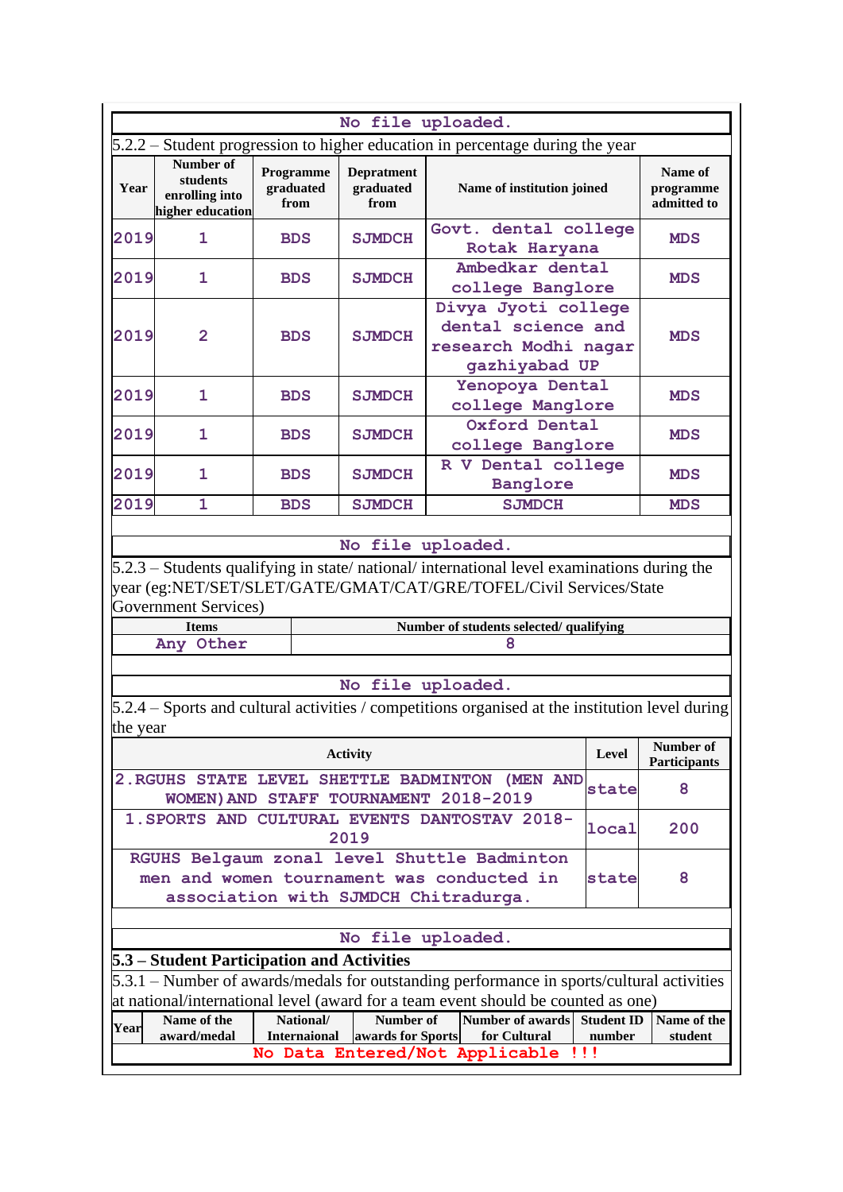No file uploaded.

5.2.2 – Student progression to higher education in percentage during the year

| Year | Number of students enrolling into higher education | Programme graduated from | Depratment graduated from | Name of institution joined | Name of programme admitted to |
|---|---|---|---|---|---|
| 2019 | 1 | BDS | SJMDCH | Govt. dental college Rotak Haryana | MDS |
| 2019 | 1 | BDS | SJMDCH | Ambedkar dental college Banglore | MDS |
| 2019 | 2 | BDS | SJMDCH | Divya Jyoti college dental science and research Modhi nagar gazhiyabad UP | MDS |
| 2019 | 1 | BDS | SJMDCH | Yenopoya Dental college Manglore | MDS |
| 2019 | 1 | BDS | SJMDCH | Oxford Dental college Banglore | MDS |
| 2019 | 1 | BDS | SJMDCH | R V Dental college Banglore | MDS |
| 2019 | 1 | BDS | SJMDCH | SJMDCH | MDS |

No file uploaded.

5.2.3 – Students qualifying in state/ national/ international level examinations during the year (eg:NET/SET/SLET/GATE/GMAT/CAT/GRE/TOFEL/Civil Services/State Government Services)

| Items | Number of students selected/ qualifying |
|---|---|
| Any Other | 8 |

No file uploaded.

5.2.4 – Sports and cultural activities / competitions organised at the institution level during the year

| Activity | Level | Number of Participants |
|---|---|---|
| 2.RGUHS STATE LEVEL SHETTLE BADMINTON (MEN AND WOMEN) AND STAFF TOURNAMENT 2018-2019 | state | 8 |
| 1.SPORTS AND CULTURAL EVENTS DANTOSTAV 2018-2019 | local | 200 |
| RGUHS Belgaum zonal level Shuttle Badminton men and women tournament was conducted in association with SJMDCH Chitradurga. | state | 8 |

No file uploaded.

## 5.3 – Student Participation and Activities

5.3.1 – Number of awards/medals for outstanding performance in sports/cultural activities at national/international level (award for a team event should be counted as one)

| Year | Name of the award/medal | National/ Internaional | Number of awards for Sports | Number of awards for Cultural | Student ID number | Name of the student |
|---|---|---|---|---|---|---|
| No Data Entered/Not Applicable !!! | | | | | | |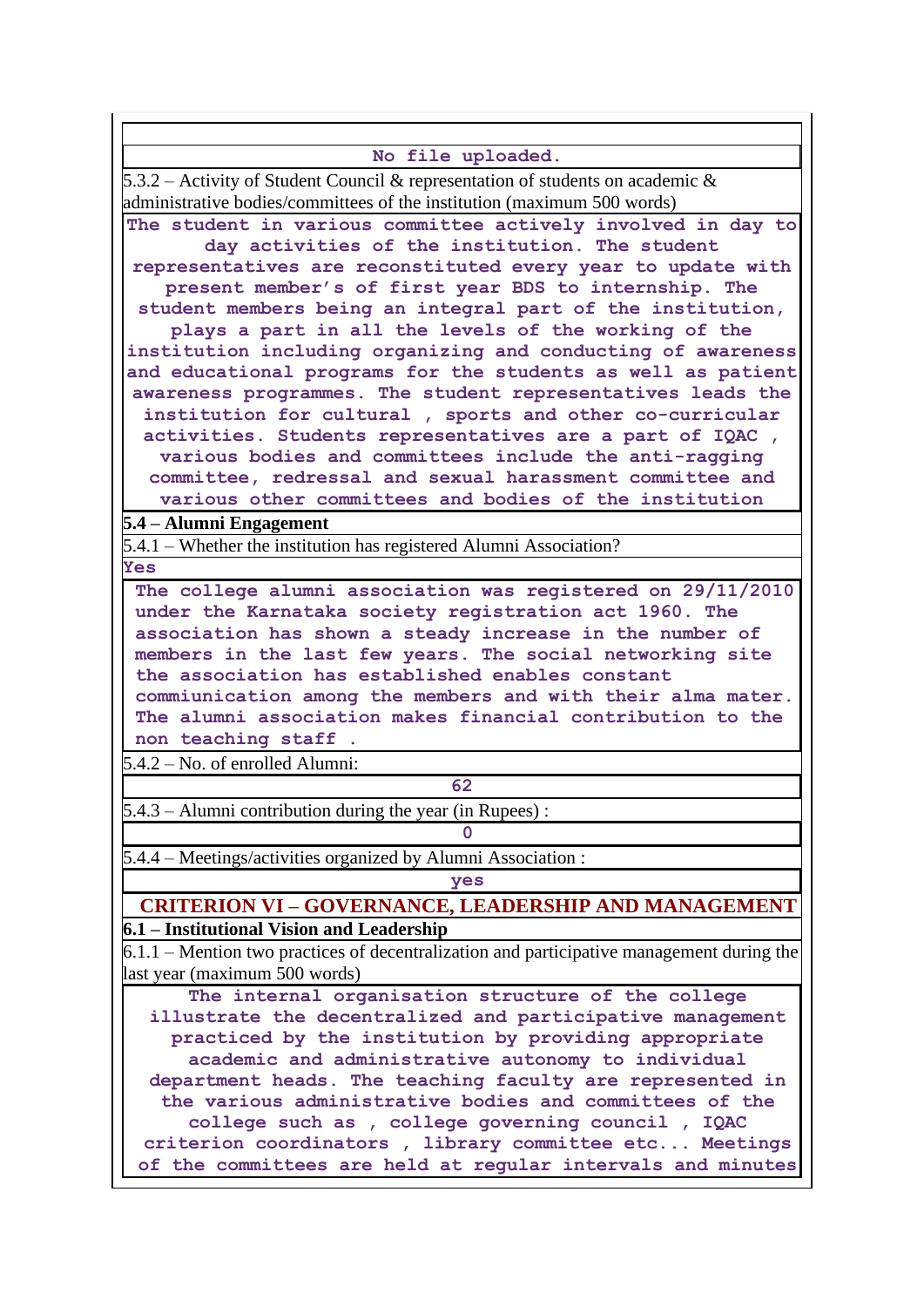No file uploaded.

5.3.2 – Activity of Student Council & representation of students on academic & administrative bodies/committees of the institution (maximum 500 words)

The student in various committee actively involved in day to day activities of the institution. The student representatives are reconstituted every year to update with present member's of first year BDS to internship. The student members being an integral part of the institution, plays a part in all the levels of the working of the institution including organizing and conducting of awareness and educational programs for the students as well as patient awareness programmes. The student representatives leads the institution for cultural , sports and other co-curricular activities. Students representatives are a part of IQAC , various bodies and committees include the anti-ragging committee, redressal and sexual harassment committee and various other committees and bodies of the institution

**5.4 – Alumni Engagement**

5.4.1 – Whether the institution has registered Alumni Association?

Yes

The college alumni association was registered on 29/11/2010 under the Karnataka society registration act 1960. The association has shown a steady increase in the number of members in the last few years. The social networking site the association has established enables constant commiunication among the members and with their alma mater. The alumni association makes financial contribution to the non teaching staff .

5.4.2 – No. of enrolled Alumni:

62

5.4.3 – Alumni contribution during the year (in Rupees) :

0

5.4.4 – Meetings/activities organized by Alumni Association :

yes

## CRITERION VI – GOVERNANCE, LEADERSHIP AND MANAGEMENT

**6.1 – Institutional Vision and Leadership**

6.1.1 – Mention two practices of decentralization and participative management during the last year (maximum 500 words)

The internal organisation structure of the college illustrate the decentralized and participative management practiced by the institution by providing appropriate academic and administrative autonomy to individual department heads. The teaching faculty are represented in the various administrative bodies and committees of the college such as , college governing council , IQAC criterion coordinators , library committee etc... Meetings of the committees are held at regular intervals and minutes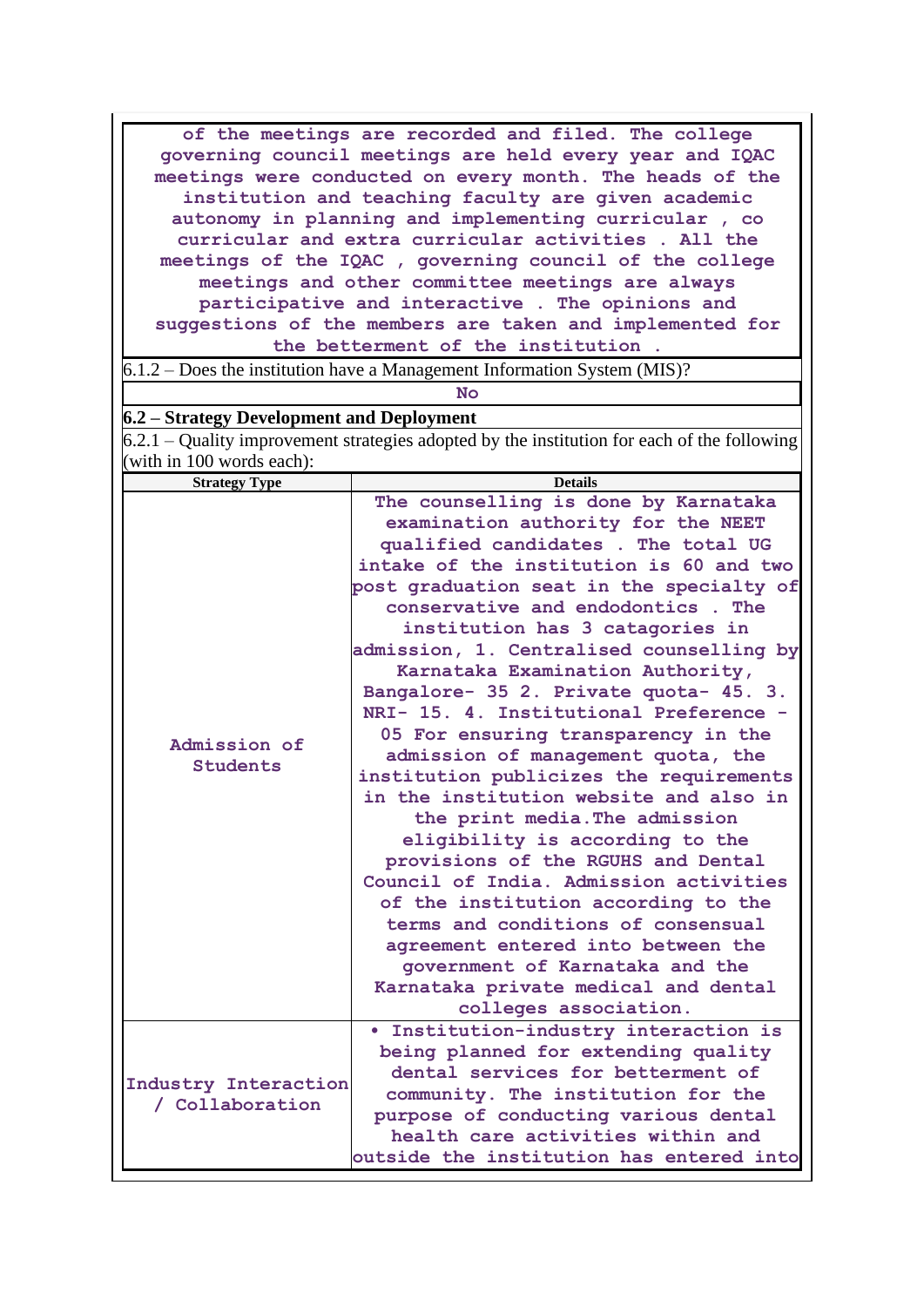of the meetings are recorded and filed. The college governing council meetings are held every year and IQAC meetings were conducted on every month. The heads of the institution and teaching faculty are given academic autonomy in planning and implementing curricular , co curricular and extra curricular activities . All the meetings of the IQAC , governing council of the college meetings and other committee meetings are always participative and interactive . The opinions and suggestions of the members are taken and implemented for the betterment of the institution .

6.1.2 – Does the institution have a Management Information System (MIS)?

No

**6.2 – Strategy Development and Deployment**

6.2.1 – Quality improvement strategies adopted by the institution for each of the following (with in 100 words each):

| Strategy Type | Details |
|---|---|
| Admission of Students | The counselling is done by Karnataka examination authority for the NEET qualified candidates . The total UG intake of the institution is 60 and two post graduation seat in the specialty of conservative and endodontics . The institution has 3 catagories in admission, 1. Centralised counselling by Karnataka Examination Authority, Bangalore- 35 2. Private quota- 45. 3. NRI- 15. 4. Institutional Preference - 05 For ensuring transparency in the admission of management quota, the institution publicizes the requirements in the institution website and also in the print media.The admission eligibility is according to the provisions of the RGUHS and Dental Council of India. Admission activities of the institution according to the terms and conditions of consensual agreement entered into between the government of Karnataka and the Karnataka private medical and dental colleges association. |
| Industry Interaction / Collaboration | • Institution-industry interaction is being planned for extending quality dental services for betterment of community. The institution for the purpose of conducting various dental health care activities within and outside the institution has entered into |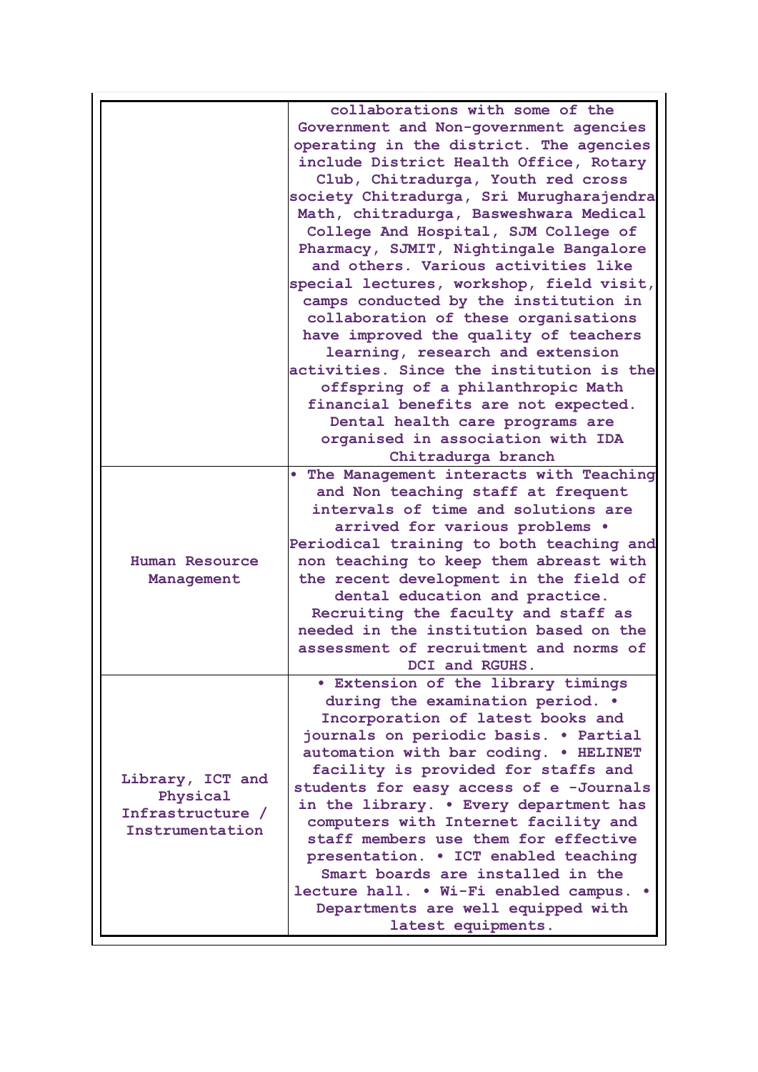| | |
|---|---|
| | collaborations with some of the Government and Non-government agencies operating in the district. The agencies include District Health Office, Rotary Club, Chitradurga, Youth red cross society Chitradurga, Sri Murugharajendra Math, chitradurga, Basweshwara Medical College And Hospital, SJM College of Pharmacy, SJMIT, Nightingale Bangalore and others. Various activities like special lectures, workshop, field visit, camps conducted by the institution in collaboration of these organisations have improved the quality of teachers learning, research and extension activities. Since the institution is the offspring of a philanthropic Math financial benefits are not expected. Dental health care programs are organised in association with IDA Chitradurga branch |
| Human Resource Management | • The Management interacts with Teaching and Non teaching staff at frequent intervals of time and solutions are arrived for various problems • Periodical training to both teaching and non teaching to keep them abreast with the recent development in the field of dental education and practice. Recruiting the faculty and staff as needed in the institution based on the assessment of recruitment and norms of DCI and RGUHS. |
| Library, ICT and Physical Infrastructure / Instrumentation | • Extension of the library timings during the examination period. • Incorporation of latest books and journals on periodic basis. • Partial automation with bar coding. • HELINET facility is provided for staffs and students for easy access of e -Journals in the library. • Every department has computers with Internet facility and staff members use them for effective presentation. • ICT enabled teaching Smart boards are installed in the lecture hall. • Wi-Fi enabled campus. • Departments are well equipped with latest equipments. |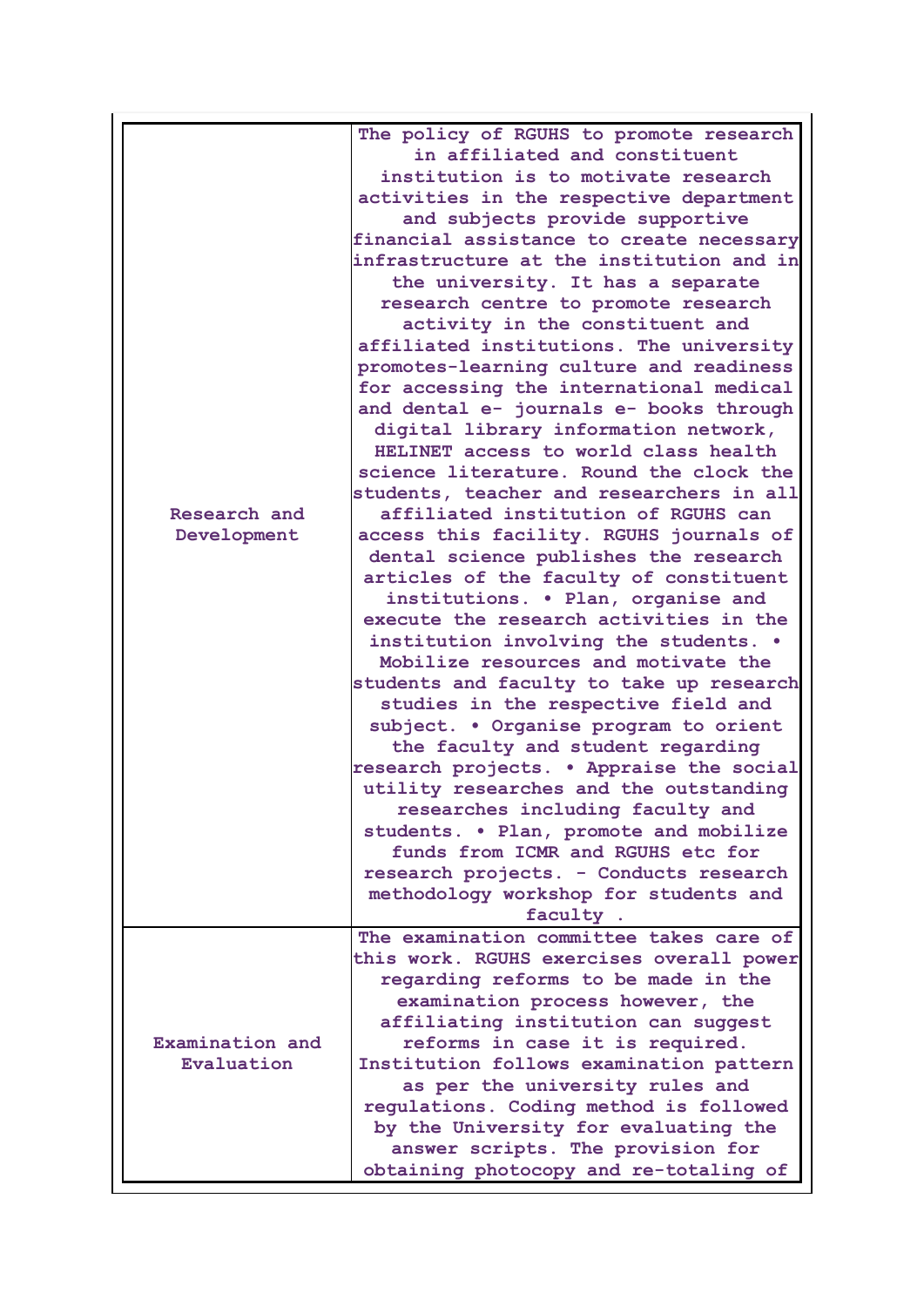| | |
|---|---|
| Research and Development | The policy of RGUHS to promote research in affiliated and constituent institution is to motivate research activities in the respective department and subjects provide supportive financial assistance to create necessary infrastructure at the institution and in the university. It has a separate research centre to promote research activity in the constituent and affiliated institutions. The university promotes-learning culture and readiness for accessing the international medical and dental e- journals e- books through digital library information network, HELINET access to world class health science literature. Round the clock the students, teacher and researchers in all affiliated institution of RGUHS can access this facility. RGUHS journals of dental science publishes the research articles of the faculty of constituent institutions. • Plan, organise and execute the research activities in the institution involving the students. • Mobilize resources and motivate the students and faculty to take up research studies in the respective field and subject. • Organise program to orient the faculty and student regarding research projects. • Appraise the social utility researches and the outstanding researches including faculty and students. • Plan, promote and mobilize funds from ICMR and RGUHS etc for research projects. - Conducts research methodology workshop for students and faculty . |
| Examination and Evaluation | The examination committee takes care of this work. RGUHS exercises overall power regarding reforms to be made in the examination process however, the affiliating institution can suggest reforms in case it is required. Institution follows examination pattern as per the university rules and regulations. Coding method is followed by the University for evaluating the answer scripts. The provision for obtaining photocopy and re-totaling of |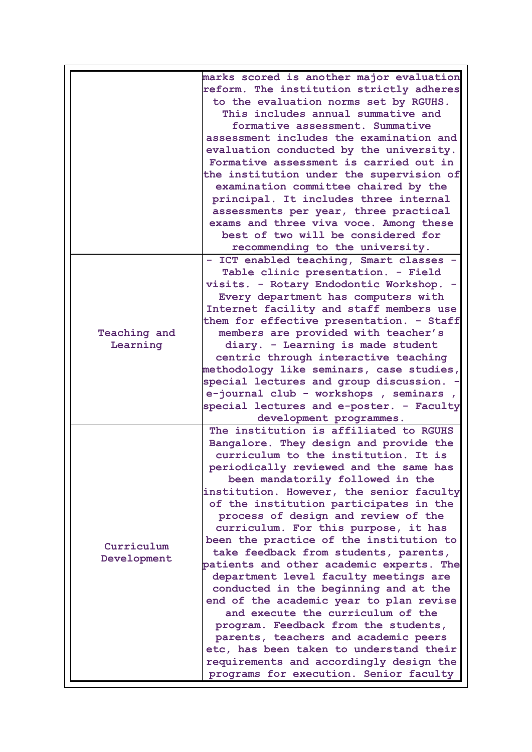| | |
|---|---|
| | marks scored is another major evaluation reform. The institution strictly adheres to the evaluation norms set by RGUHS. This includes annual summative and formative assessment. Summative assessment includes the examination and evaluation conducted by the university. Formative assessment is carried out in the institution under the supervision of examination committee chaired by the principal. It includes three internal assessments per year, three practical exams and three viva voce. Among these best of two will be considered for recommending to the university. |
| Teaching and Learning | - ICT enabled teaching, Smart classes - Table clinic presentation. - Field visits. - Rotary Endodontic Workshop. - Every department has computers with Internet facility and staff members use them for effective presentation. - Staff members are provided with teacher's diary. - Learning is made student centric through interactive teaching methodology like seminars, case studies, special lectures and group discussion. - e-journal club - workshops , seminars , special lectures and e-poster. - Faculty development programmes. |
| Curriculum Development | The institution is affiliated to RGUHS Bangalore. They design and provide the curriculum to the institution. It is periodically reviewed and the same has been mandatorily followed in the institution. However, the senior faculty of the institution participates in the process of design and review of the curriculum. For this purpose, it has been the practice of the institution to take feedback from students, parents, patients and other academic experts. The department level faculty meetings are conducted in the beginning and at the end of the academic year to plan revise and execute the curriculum of the program. Feedback from the students, parents, teachers and academic peers etc, has been taken to understand their requirements and accordingly design the programs for execution. Senior faculty |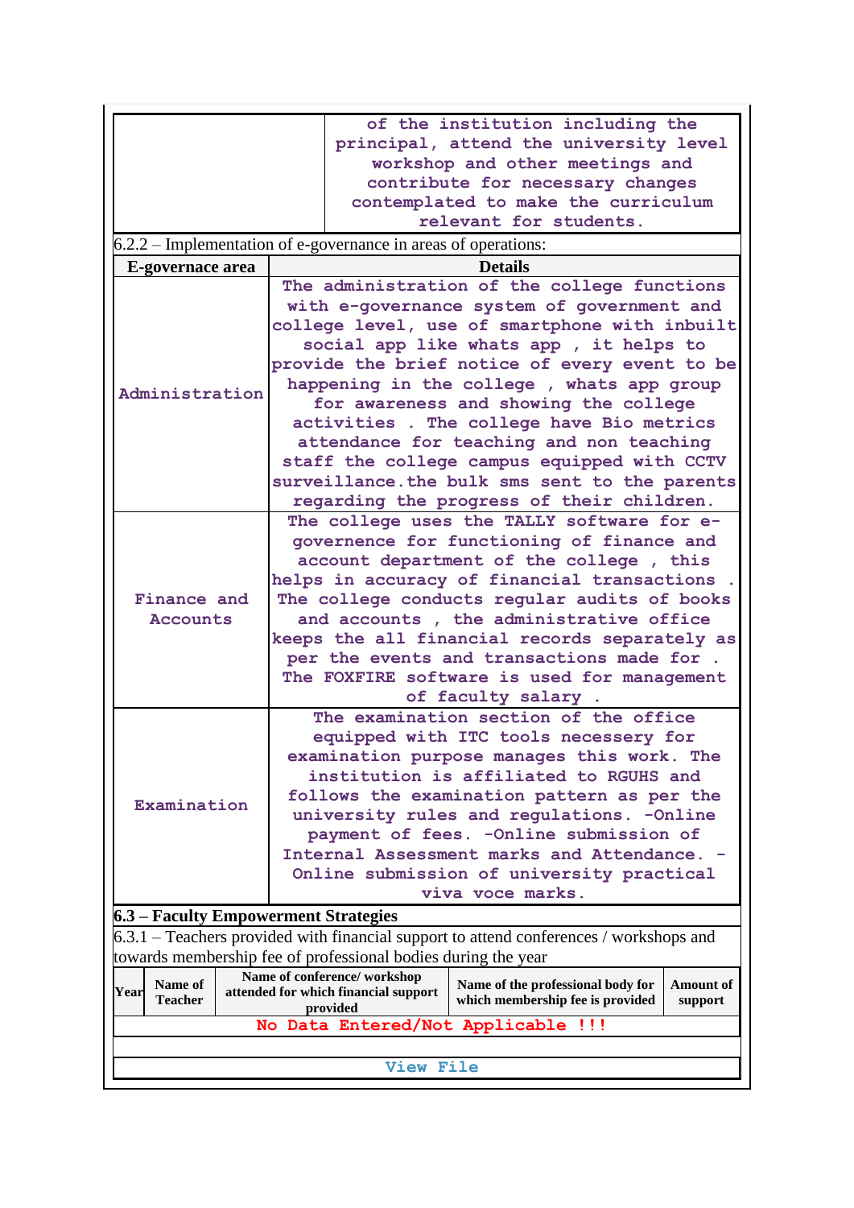| | of the institution including the principal, attend the university level workshop and other meetings and contribute for necessary changes contemplated to make the curriculum relevant for students. |
|---|---|

6.2.2 – Implementation of e-governance in areas of operations:

| E-governace area | Details |
|---|---|
| Administration | The administration of the college functions with e-governance system of government and college level, use of smartphone with inbuilt social app like whats app , it helps to provide the brief notice of every event to be happening in the college , whats app group for awareness and showing the college activities . The college have Bio metrics attendance for teaching and non teaching staff the college campus equipped with CCTV surveillance.the bulk sms sent to the parents regarding the progress of their children. |
| Finance and Accounts | The college uses the TALLY software for e-governence for functioning of finance and account department of the college , this helps in accuracy of financial transactions . The college conducts regular audits of books and accounts , the administrative office keeps the all financial records separately as per the events and transactions made for . The FOXFIRE software is used for management of faculty salary . |
| Examination | The examination section of the office equipped with ITC tools necessery for examination purpose manages this work. The institution is affiliated to RGUHS and follows the examination pattern as per the university rules and regulations. -Online payment of fees. -Online submission of Internal Assessment marks and Attendance. -Online submission of university practical viva voce marks. |

**6.3 – Faculty Empowerment Strategies**

6.3.1 – Teachers provided with financial support to attend conferences / workshops and towards membership fee of professional bodies during the year

| Year | Name of Teacher | Name of conference/ workshop attended for which financial support provided | Name of the professional body for which membership fee is provided | Amount of support |
|---|---|---|---|---|
| No Data Entered/Not Applicable !!! | | | | |

View File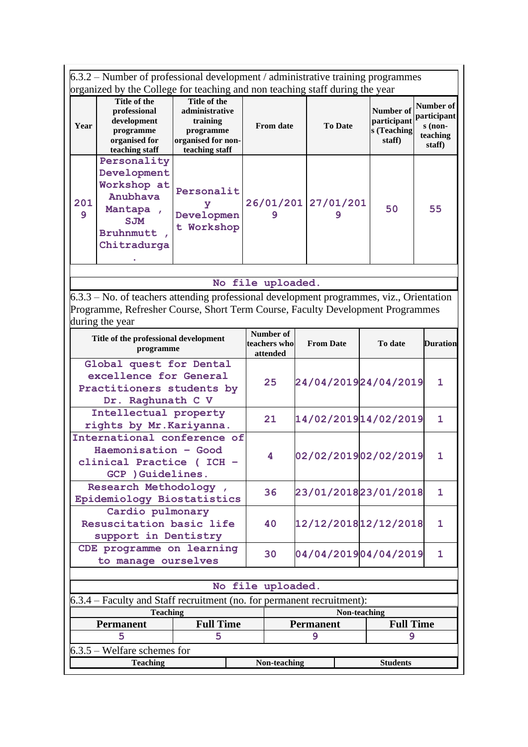6.3.2 – Number of professional development / administrative training programmes organized by the College for teaching and non teaching staff during the year

| Year | Title of the professional development programme organised for teaching staff | Title of the administrative training programme organised for non-teaching staff | From date | To Date | Number of participants (Teaching staff) | Number of participants (non-teaching staff) |
|---|---|---|---|---|---|---|
| 2019 | Personality Development Workshop at Anubhava Mantapa , SJM Bruhnmutt , Chitradurga . | Personality Development Workshop | 26/01/2019 | 27/01/2019 | 50 | 55 |

No file uploaded.

6.3.3 – No. of teachers attending professional development programmes, viz., Orientation Programme, Refresher Course, Short Term Course, Faculty Development Programmes during the year

| Title of the professional development programme | Number of teachers who attended | From Date | To date | Duration |
|---|---|---|---|---|
| Global quest for Dental excellence for General Practitioners students by Dr. Raghunath C V | 25 | 24/04/2019 | 24/04/2019 | 1 |
| Intellectual property rights by Mr.Kariyanna. | 21 | 14/02/2019 | 14/02/2019 | 1 |
| International conference of Haemonisation - Good clinical Practice ( ICH - GCP )Guidelines. | 4 | 02/02/2019 | 02/02/2019 | 1 |
| Research Methodology , Epidemiology Biostatistics | 36 | 23/01/2018 | 23/01/2018 | 1 |
| Cardio pulmonary Resuscitation basic life support in Dentistry | 40 | 12/12/2018 | 12/12/2018 | 1 |
| CDE programme on learning to manage ourselves | 30 | 04/04/2019 | 04/04/2019 | 1 |

No file uploaded.

6.3.4 – Faculty and Staff recruitment (no. for permanent recruitment):

| Teaching | | Non-teaching | |
|---|---|---|---|
| **Permanent** | **Full Time** | **Permanent** | **Full Time** |
| 5 | 5 | 9 | 9 |

6.3.5 – Welfare schemes for

| Teaching | Non-teaching | Students |
|---|---|---|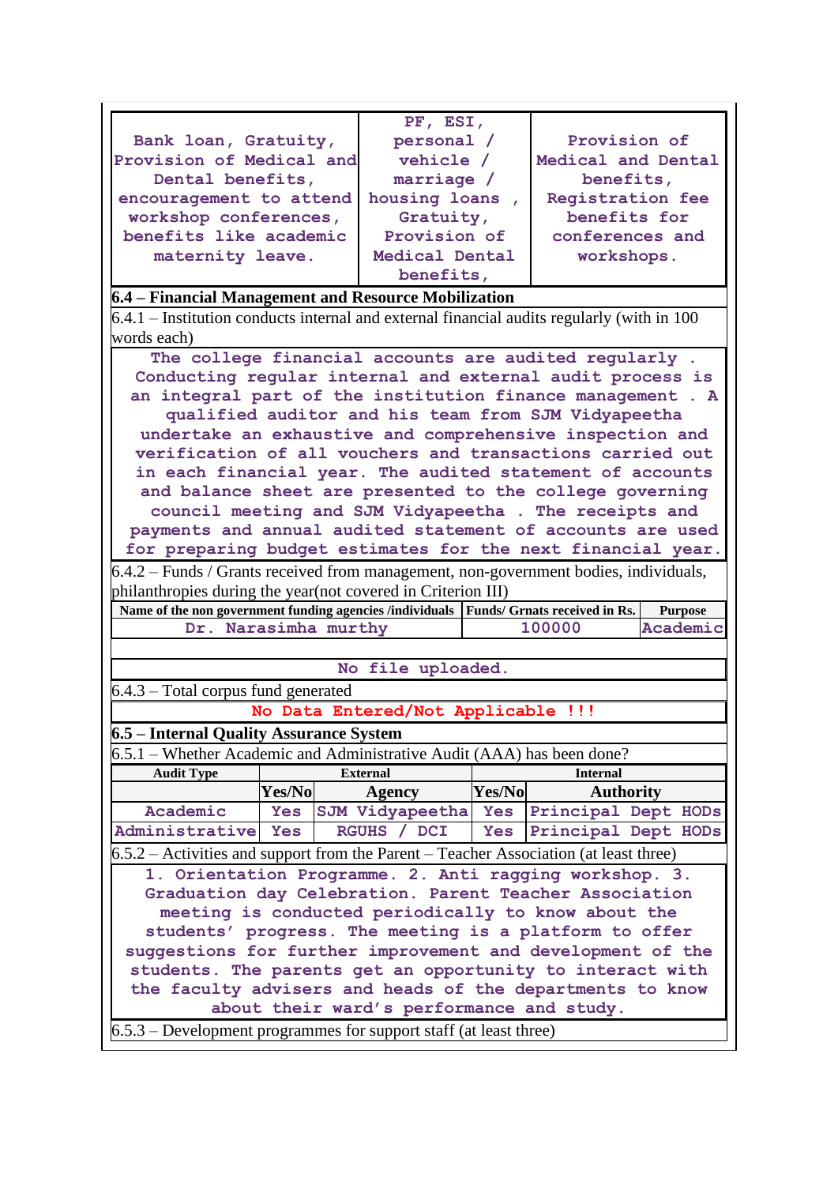| Bank loan, Gratuity, Provision of Medical and Dental benefits, encouragement to attend workshop conferences, benefits like academic maternity leave. | PF, ESI, personal / vehicle / marriage / housing loans , Gratuity, Provision of Medical Dental benefits, | Provision of Medical and Dental benefits, Registration fee benefits for conferences and workshops. |
|---|---|---|

**6.4 – Financial Management and Resource Mobilization**

6.4.1 – Institution conducts internal and external financial audits regularly (with in 100 words each)

The college financial accounts are audited regularly . Conducting regular internal and external audit process is an integral part of the institution finance management . A qualified auditor and his team from SJM Vidyapeetha undertake an exhaustive and comprehensive inspection and verification of all vouchers and transactions carried out in each financial year. The audited statement of accounts and balance sheet are presented to the college governing council meeting and SJM Vidyapeetha . The receipts and payments and annual audited statement of accounts are used for preparing budget estimates for the next financial year.

6.4.2 – Funds / Grants received from management, non-government bodies, individuals, philanthropies during the year(not covered in Criterion III)

| Name of the non government funding agencies /individuals | Funds/ Grnats received in Rs. | Purpose |
|---|---|---|
| Dr. Narasimha murthy | 100000 | Academic |

No file uploaded.

6.4.3 – Total corpus fund generated

No Data Entered/Not Applicable !!!

**6.5 – Internal Quality Assurance System**

6.5.1 – Whether Academic and Administrative Audit (AAA) has been done?

| Audit Type | External | | Internal | |
|---|---|---|---|---|
| | Yes/No | Agency | Yes/No | Authority |
| Academic | Yes | SJM Vidyapeetha | Yes | Principal Dept HODs |
| Administrative | Yes | RGUHS / DCI | Yes | Principal Dept HODs |

6.5.2 – Activities and support from the Parent – Teacher Association (at least three)

1. Orientation Programme. 2. Anti ragging workshop. 3. Graduation day Celebration. Parent Teacher Association meeting is conducted periodically to know about the students' progress. The meeting is a platform to offer suggestions for further improvement and development of the students. The parents get an opportunity to interact with the faculty advisers and heads of the departments to know about their ward's performance and study.

6.5.3 – Development programmes for support staff (at least three)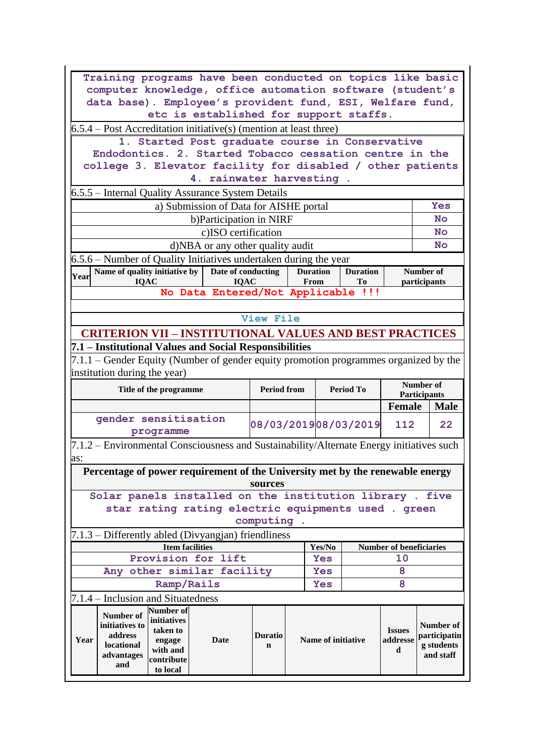Training programs have been conducted on topics like basic computer knowledge, office automation software (student's data base). Employee's provident fund, ESI, Welfare fund, etc is established for support staffs.

6.5.4 – Post Accreditation initiative(s) (mention at least three)

1. Started Post graduate course in Conservative Endodontics. 2. Started Tobacco cessation centre in the college 3. Elevator facility for disabled / other patients 4. rainwater harvesting .

6.5.5 – Internal Quality Assurance System Details

| | |
|---|---|
| a) Submission of Data for AISHE portal | Yes |
| b)Participation in NIRF | No |
| c)ISO certification | No |
| d)NBA or any other quality audit | No |

6.5.6 – Number of Quality Initiatives undertaken during the year

| Year | Name of quality initiative by IQAC | Date of conducting IQAC | Duration From | Duration To | Number of participants |
|---|---|---|---|---|---|

No Data Entered/Not Applicable !!!

View File

## CRITERION VII – INSTITUTIONAL VALUES AND BEST PRACTICES

### 7.1 – Institutional Values and Social Responsibilities

7.1.1 – Gender Equity (Number of gender equity promotion programmes organized by the institution during the year)

| Title of the programme | Period from | Period To | Number of Participants | |
|---|---|---|---|---|
| | | | Female | Male |
| gender sensitisation programme | 08/03/2019 | 08/03/2019 | 112 | 22 |

7.1.2 – Environmental Consciousness and Sustainability/Alternate Energy initiatives such as:

**Percentage of power requirement of the University met by the renewable energy sources**

Solar panels installed on the institution library . five star rating rating electric equipments used . green computing .

7.1.3 – Differently abled (Divyangjan) friendliness

| Item facilities | Yes/No | Number of beneficiaries |
|---|---|---|
| Provision for lift | Yes | 10 |
| Any other similar facility | Yes | 8 |
| Ramp/Rails | Yes | 8 |

7.1.4 – Inclusion and Situatedness

| Year | Number of initiatives to address locational advantages and | Number of initiatives taken to engage with and contribute to local | Date | Duration | Name of initiative | Issues addressed | Number of participating students and staff |
|---|---|---|---|---|---|---|---|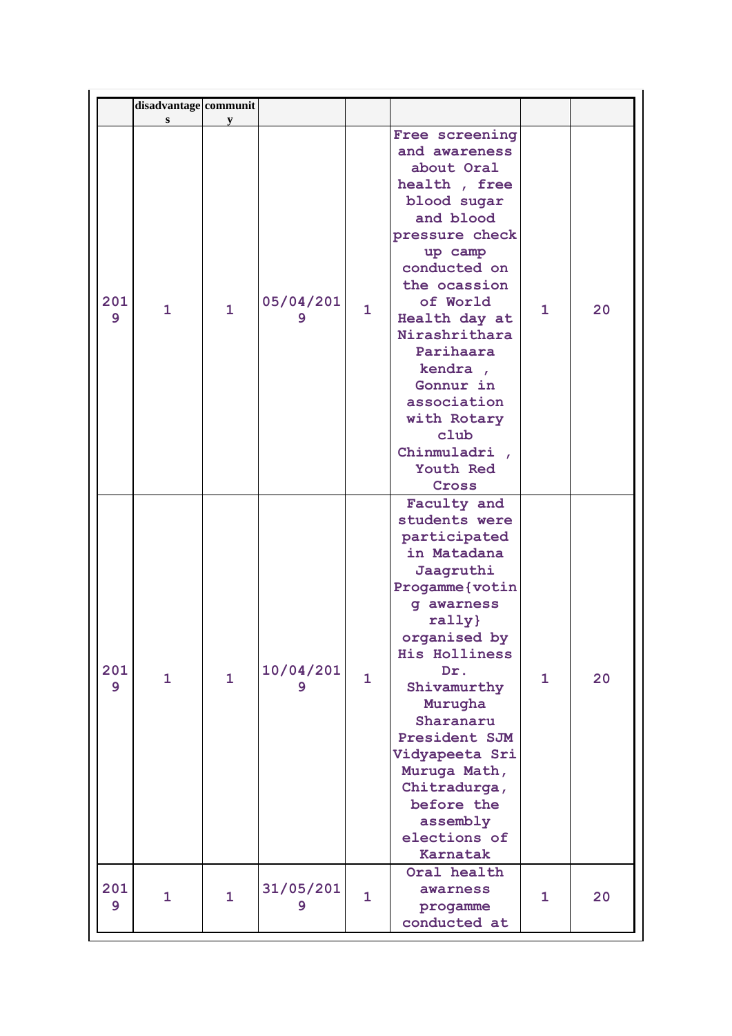| | disadvantages | community | | | | | |
|---|---|---|---|---|---|---|---|
| 2019 | 1 | 1 | 05/04/2019 | 1 | Free screening and awareness about Oral health , free blood sugar and blood pressure check up camp conducted on the ocassion of World Health day at Nirashrithara Parihaara kendra , Gonnur in association with Rotary club Chinmuladri , Youth Red Cross | 1 | 20 |
| 2019 | 1 | 1 | 10/04/2019 | 1 | Faculty and students were participated in Matadana Jaagruthi Progamme{voting awarness rally} organised by His Holliness Dr. Shivamurthy Murugha Sharanaru President SJM Vidyapeeta Sri Muruga Math, Chitradurga, before the assembly elections of Karnatak | 1 | 20 |
| 2019 | 1 | 1 | 31/05/2019 | 1 | Oral health awarness progamme conducted at | 1 | 20 |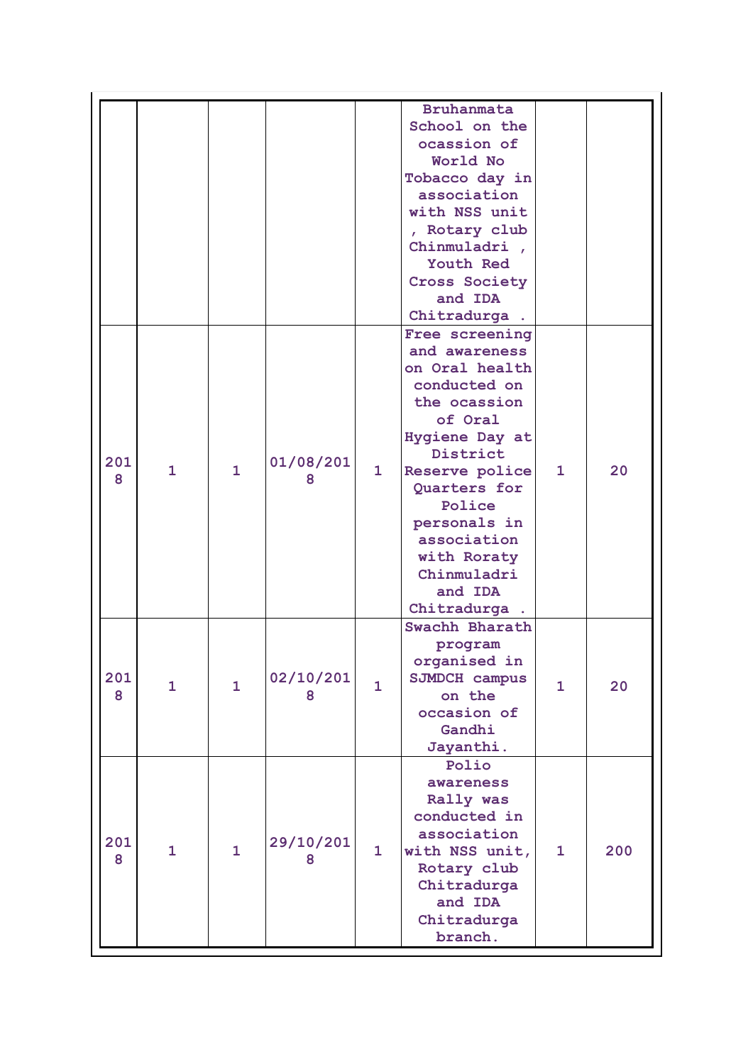| | | | | | | | |
|---|---|---|---|---|---|---|---|
| | | | | | Bruhanmata School on the ocassion of World No Tobacco day in association with NSS unit , Rotary club Chinmuladri , Youth Red Cross Society and IDA Chitradurga . | | |
| 2018 | 1 | 1 | 01/08/2018 | 1 | Free screening and awareness on Oral health conducted on the ocassion of Oral Hygiene Day at District Reserve police Quarters for Police personals in association with Roraty Chinmuladri and IDA Chitradurga . | 1 | 20 |
| 2018 | 1 | 1 | 02/10/2018 | 1 | Swachh Bharath program organised in SJMDCH campus on the occasion of Gandhi Jayanthi. | 1 | 20 |
| 2018 | 1 | 1 | 29/10/2018 | 1 | Polio awareness Rally was conducted in association with NSS unit, Rotary club Chitradurga and IDA Chitradurga branch. | 1 | 200 |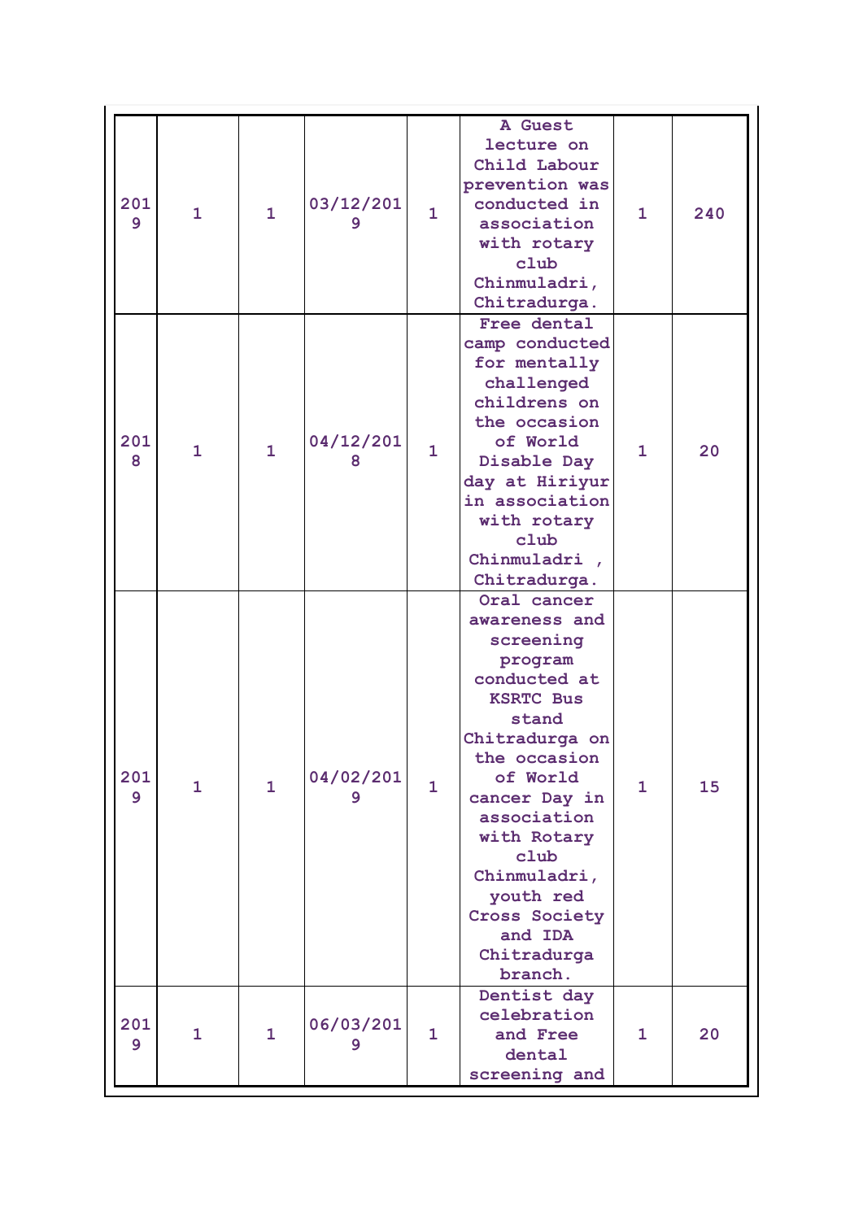| | | | | | | | |
|---|---|---|---|---|---|---|---|
| 2019 | 1 | 1 | 03/12/2019 | 1 | A Guest lecture on Child Labour prevention was conducted in association with rotary club Chinmuladri, Chitradurga. | 1 | 240 |
| 2018 | 1 | 1 | 04/12/2018 | 1 | Free dental camp conducted for mentally challenged childrens on the occasion of World Disable Day day at Hiriyur in association with rotary club Chinmuladri , Chitradurga. | 1 | 20 |
| 2019 | 1 | 1 | 04/02/2019 | 1 | Oral cancer awareness and screening program conducted at KSRTC Bus stand Chitradurga on the occasion of World cancer Day in association with Rotary club Chinmuladri, youth red Cross Society and IDA Chitradurga branch. | 1 | 15 |
| 2019 | 1 | 1 | 06/03/2019 | 1 | Dentist day celebration and Free dental screening and | 1 | 20 |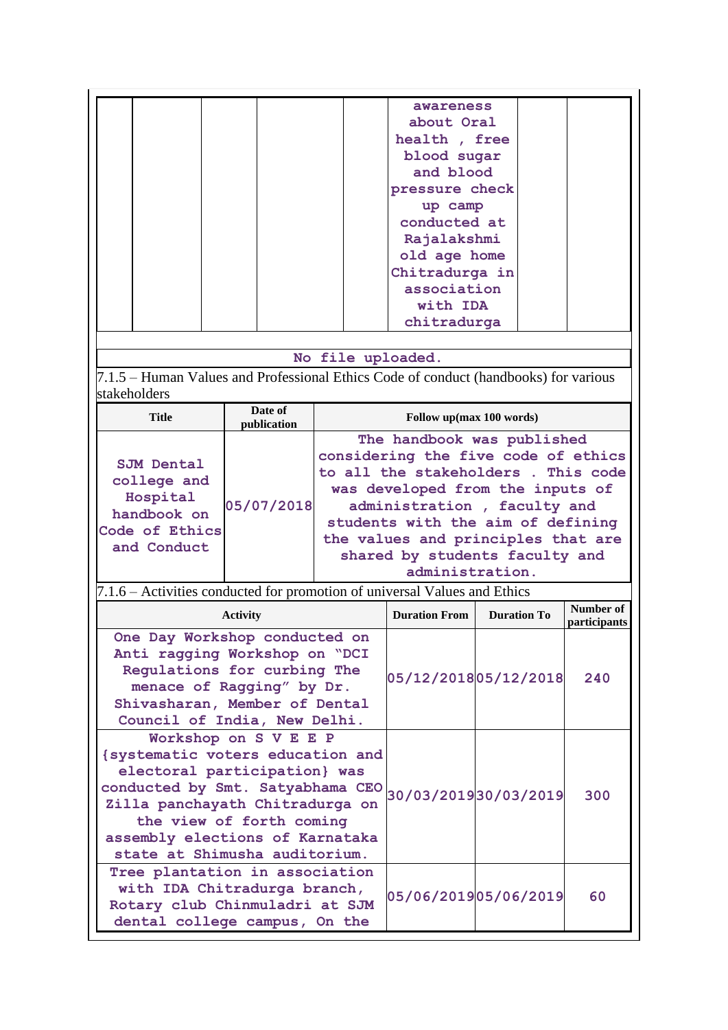| | | | | | awareness about Oral health , free blood sugar and blood pressure check up camp conducted at Rajalakshmi old age home Chitradurga in association with IDA chitradurga | | |
|---|---|---|---|---|---|---|---|

No file uploaded.

7.1.5 – Human Values and Professional Ethics Code of conduct (handbooks) for various stakeholders

| Title | Date of publication | Follow up(max 100 words) |
|---|---|---|
| SJM Dental college and Hospital handbook on Code of Ethics and Conduct | 05/07/2018 | The handbook was published considering the five code of ethics to all the stakeholders . This code was developed from the inputs of administration , faculty and students with the aim of defining the values and principles that are shared by students faculty and administration. |

7.1.6 – Activities conducted for promotion of universal Values and Ethics

| Activity | Duration From | Duration To | Number of participants |
|---|---|---|---|
| One Day Workshop conducted on Anti ragging Workshop on "DCI Regulations for curbing The menace of Ragging" by Dr. Shivasharan, Member of Dental Council of India, New Delhi. | 05/12/2018 | 05/12/2018 | 240 |
| Workshop on S V E E P {systematic voters education and electoral participation} was conducted by Smt. Satyabhama CEO Zilla panchayath Chitradurga on the view of forth coming assembly elections of Karnataka state at Shimusha auditorium. | 30/03/2019 | 30/03/2019 | 300 |
| Tree plantation in association with IDA Chitradurga branch, Rotary club Chinmuladri at SJM dental college campus, On the | 05/06/2019 | 05/06/2019 | 60 |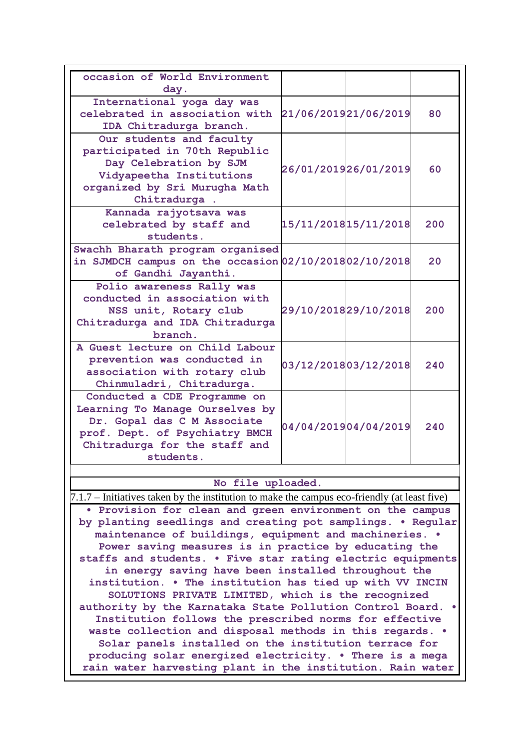| | | | |
|---|---|---|---|
| occasion of World Environment day. | | | |
| International yoga day was celebrated in association with IDA Chitradurga branch. | 21/06/2019 | 21/06/2019 | 80 |
| Our students and faculty participated in 70th Republic Day Celebration by SJM Vidyapeetha Institutions organized by Sri Murugha Math Chitradurga . | 26/01/2019 | 26/01/2019 | 60 |
| Kannada rajyotsava was celebrated by staff and students. | 15/11/2018 | 15/11/2018 | 200 |
| Swachh Bharath program organised in SJMDCH campus on the occasion of Gandhi Jayanthi. | 02/10/2018 | 02/10/2018 | 20 |
| Polio awareness Rally was conducted in association with NSS unit, Rotary club Chitradurga and IDA Chitradurga branch. | 29/10/2018 | 29/10/2018 | 200 |
| A Guest lecture on Child Labour prevention was conducted in association with rotary club Chinmuladri, Chitradurga. | 03/12/2018 | 03/12/2018 | 240 |
| Conducted a CDE Programme on Learning To Manage Ourselves by Dr. Gopal das C M Associate prof. Dept. of Psychiatry BMCH Chitradurga for the staff and students. | 04/04/2019 | 04/04/2019 | 240 |

No file uploaded.

7.1.7 – Initiatives taken by the institution to make the campus eco-friendly (at least five)

• Provision for clean and green environment on the campus by planting seedlings and creating pot samplings. • Regular maintenance of buildings, equipment and machineries. • Power saving measures is in practice by educating the staffs and students. • Five star rating electric equipments in energy saving have been installed throughout the institution. • The institution has tied up with VV INCIN SOLUTIONS PRIVATE LIMITED, which is the recognized authority by the Karnataka State Pollution Control Board. • Institution follows the prescribed norms for effective waste collection and disposal methods in this regards. • Solar panels installed on the institution terrace for producing solar energized electricity. • There is a mega rain water harvesting plant in the institution. Rain water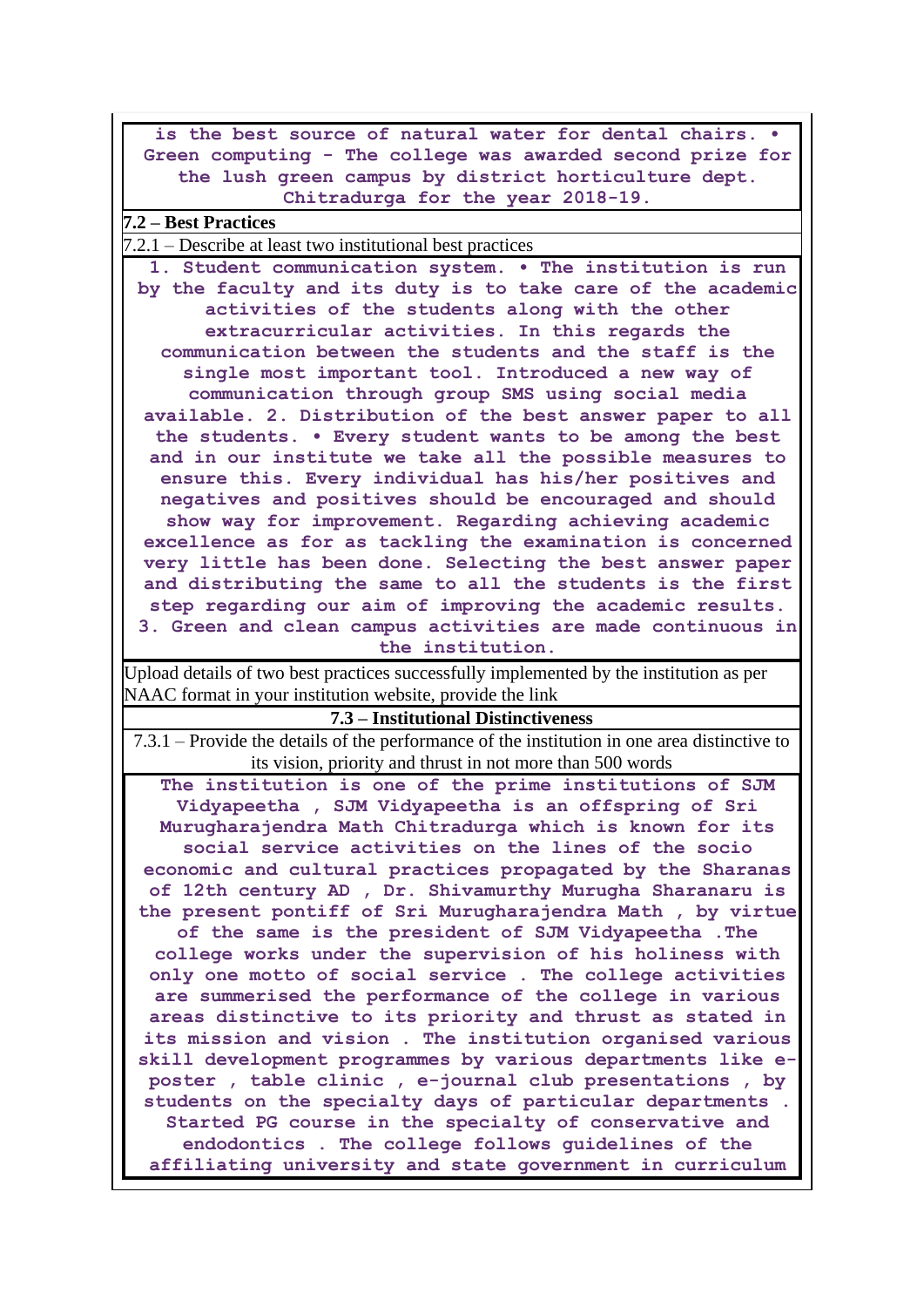is the best source of natural water for dental chairs. • Green computing - The college was awarded second prize for the lush green campus by district horticulture dept. Chitradurga for the year 2018-19.

## 7.2 – Best Practices

7.2.1 – Describe at least two institutional best practices

1. Student communication system. • The institution is run by the faculty and its duty is to take care of the academic activities of the students along with the other extracurricular activities. In this regards the communication between the students and the staff is the single most important tool. Introduced a new way of communication through group SMS using social media available. 2. Distribution of the best answer paper to all the students. • Every student wants to be among the best and in our institute we take all the possible measures to ensure this. Every individual has his/her positives and negatives and positives should be encouraged and should show way for improvement. Regarding achieving academic excellence as for as tackling the examination is concerned very little has been done. Selecting the best answer paper and distributing the same to all the students is the first step regarding our aim of improving the academic results. 3. Green and clean campus activities are made continuous in the institution.

Upload details of two best practices successfully implemented by the institution as per NAAC format in your institution website, provide the link

## 7.3 – Institutional Distinctiveness

7.3.1 – Provide the details of the performance of the institution in one area distinctive to its vision, priority and thrust in not more than 500 words

The institution is one of the prime institutions of SJM Vidyapeetha , SJM Vidyapeetha is an offspring of Sri Murugharajendra Math Chitradurga which is known for its social service activities on the lines of the socio economic and cultural practices propagated by the Sharanas of 12th century AD , Dr. Shivamurthy Murugha Sharanaru is the present pontiff of Sri Murugharajendra Math , by virtue of the same is the president of SJM Vidyapeetha .The college works under the supervision of his holiness with only one motto of social service . The college activities are summerised the performance of the college in various areas distinctive to its priority and thrust as stated in its mission and vision . The institution organised various skill development programmes by various departments like e-poster , table clinic , e-journal club presentations , by students on the specialty days of particular departments . Started PG course in the specialty of conservative and endodontics . The college follows guidelines of the affiliating university and state government in curriculum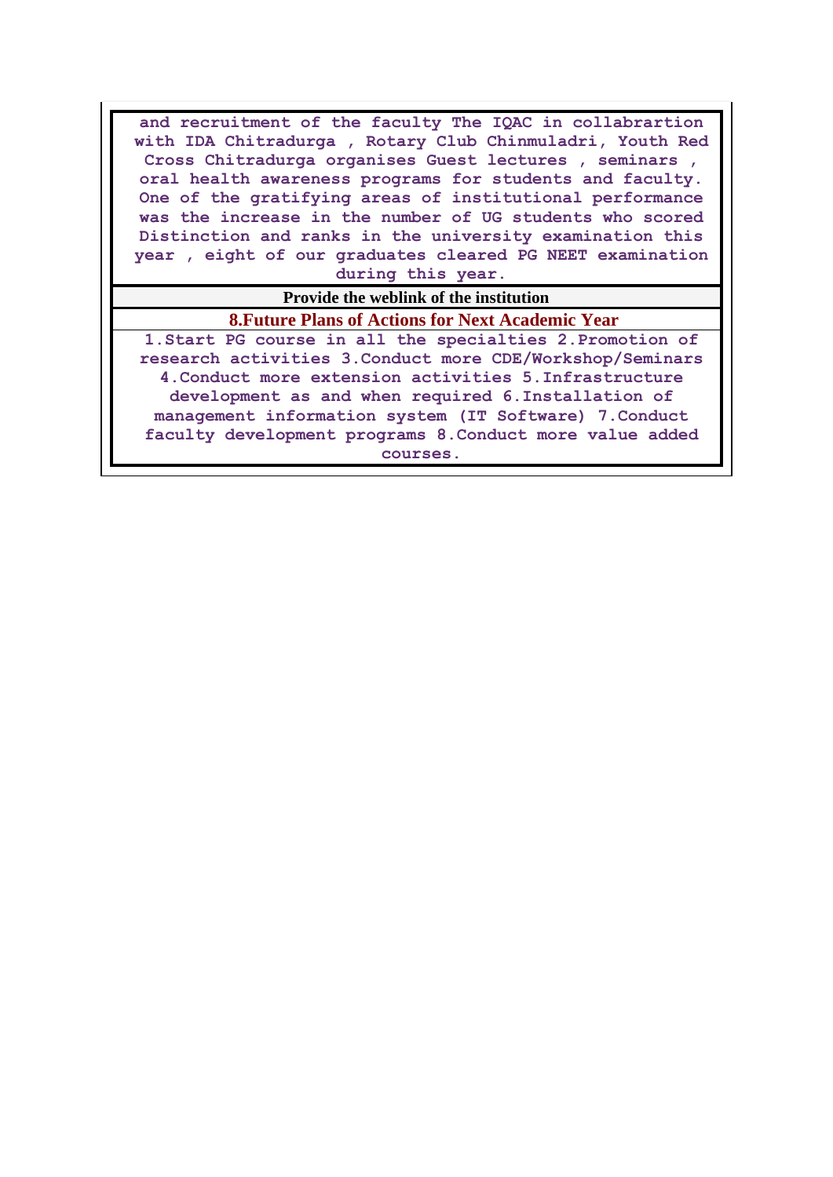and recruitment of the faculty The IQAC in collabrartion with IDA Chitradurga , Rotary Club Chinmuladri, Youth Red Cross Chitradurga organises Guest lectures , seminars , oral health awareness programs for students and faculty. One of the gratifying areas of institutional performance was the increase in the number of UG students who scored Distinction and ranks in the university examination this year , eight of our graduates cleared PG NEET examination during this year.

**Provide the weblink of the institution**

## 8.Future Plans of Actions for Next Academic Year

1.Start PG course in all the specialties 2.Promotion of research activities 3.Conduct more CDE/Workshop/Seminars 4.Conduct more extension activities 5.Infrastructure development as and when required 6.Installation of management information system (IT Software) 7.Conduct faculty development programs 8.Conduct more value added courses.